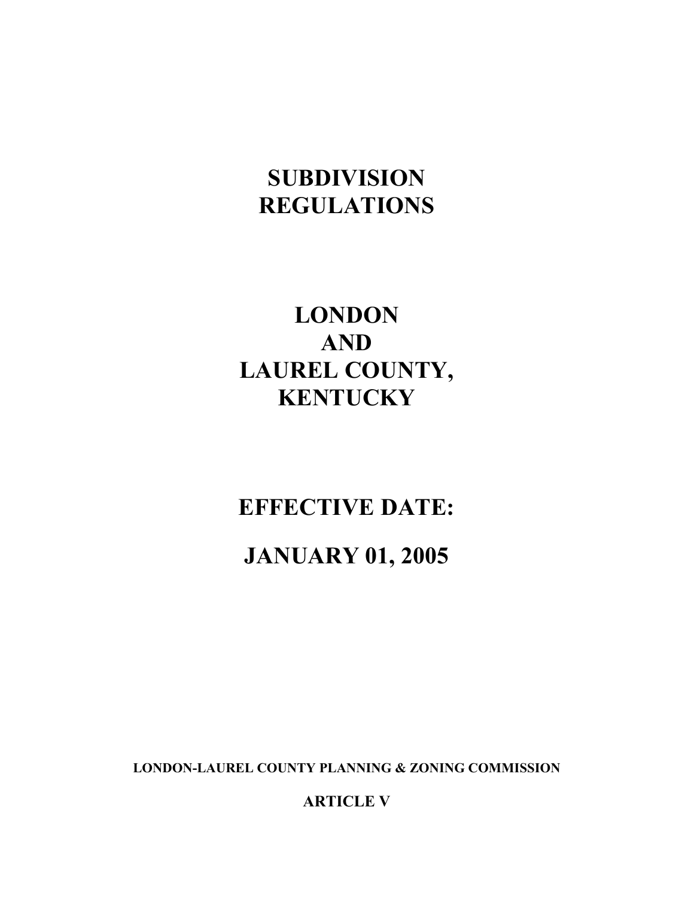# SUBDIVISION REGULATIONS

# LONDON AND LAUREL COUNTY, KENTUCKY

## EFFECTIVE DATE:

## JANUARY 01, 2005

**LONDON-LAUREL COUNTY PLANNING & ZONING COMMISSION**

**ARTICLE V**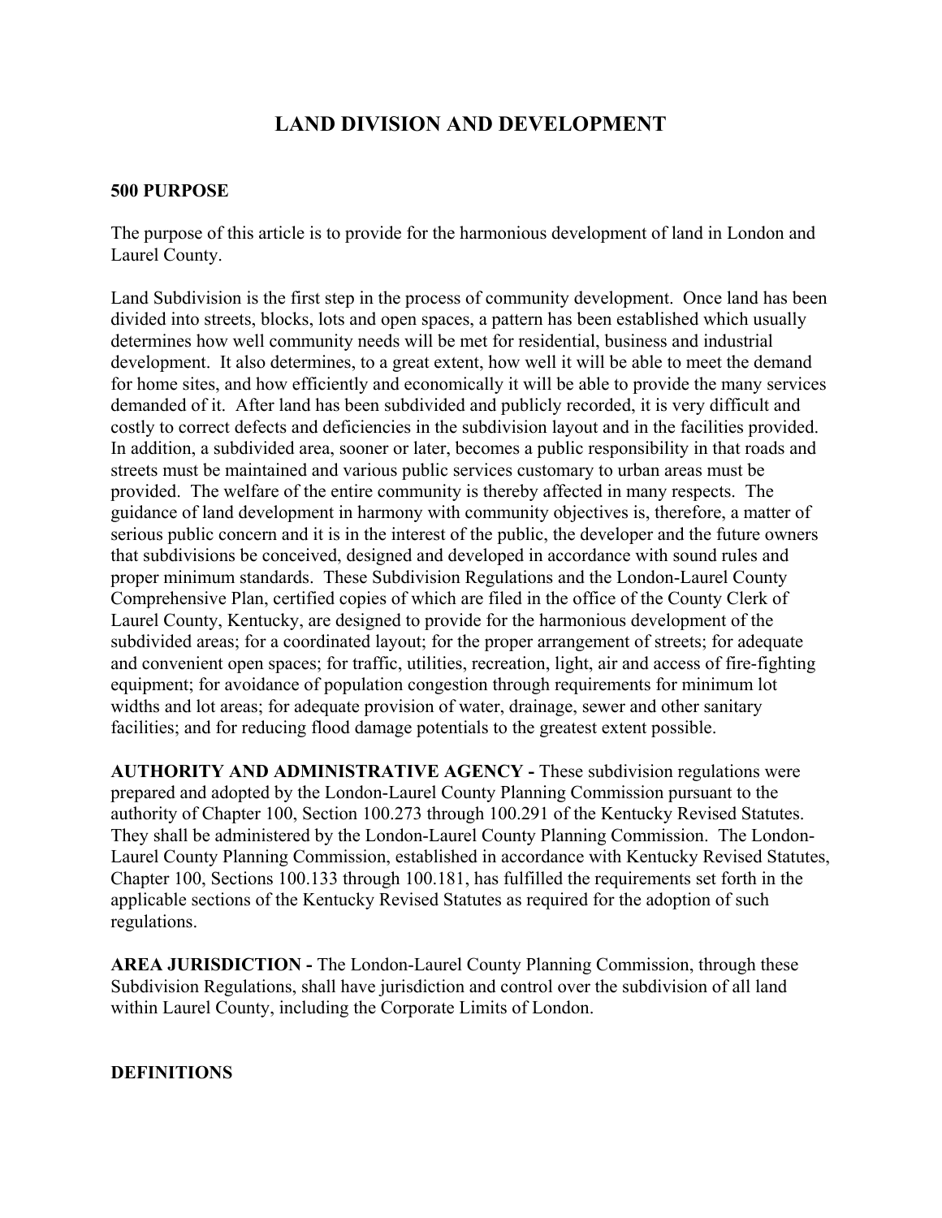# LAND DIVISION AND DEVELOPMENT

**500 PURPOSE**

The purpose of this article is to provide for the harmonious development of land in London and Laurel County.

Land Subdivision is the first step in the process of community development. Once land has been divided into streets, blocks, lots and open spaces, a pattern has been established which usually determines how well community needs will be met for residential, business and industrial development. It also determines, to a great extent, how well it will be able to meet the demand for home sites, and how efficiently and economically it will be able to provide the many services demanded of it. After land has been subdivided and publicly recorded, it is very difficult and costly to correct defects and deficiencies in the subdivision layout and in the facilities provided. In addition, a subdivided area, sooner or later, becomes a public responsibility in that roads and streets must be maintained and various public services customary to urban areas must be provided. The welfare of the entire community is thereby affected in many respects. The guidance of land development in harmony with community objectives is, therefore, a matter of serious public concern and it is in the interest of the public, the developer and the future owners that subdivisions be conceived, designed and developed in accordance with sound rules and proper minimum standards. These Subdivision Regulations and the London-Laurel County Comprehensive Plan, certified copies of which are filed in the office of the County Clerk of Laurel County, Kentucky, are designed to provide for the harmonious development of the subdivided areas; for a coordinated layout; for the proper arrangement of streets; for adequate and convenient open spaces; for traffic, utilities, recreation, light, air and access of fire-fighting equipment; for avoidance of population congestion through requirements for minimum lot widths and lot areas; for adequate provision of water, drainage, sewer and other sanitary facilities; and for reducing flood damage potentials to the greatest extent possible.

**AUTHORITY AND ADMINISTRATIVE AGENCY -** These subdivision regulations were prepared and adopted by the London-Laurel County Planning Commission pursuant to the authority of Chapter 100, Section 100.273 through 100.291 of the Kentucky Revised Statutes. They shall be administered by the London-Laurel County Planning Commission. The London-Laurel County Planning Commission, established in accordance with Kentucky Revised Statutes, Chapter 100, Sections 100.133 through 100.181, has fulfilled the requirements set forth in the applicable sections of the Kentucky Revised Statutes as required for the adoption of such regulations.

**AREA JURISDICTION -** The London-Laurel County Planning Commission, through these Subdivision Regulations, shall have jurisdiction and control over the subdivision of all land within Laurel County, including the Corporate Limits of London.

**DEFINITIONS**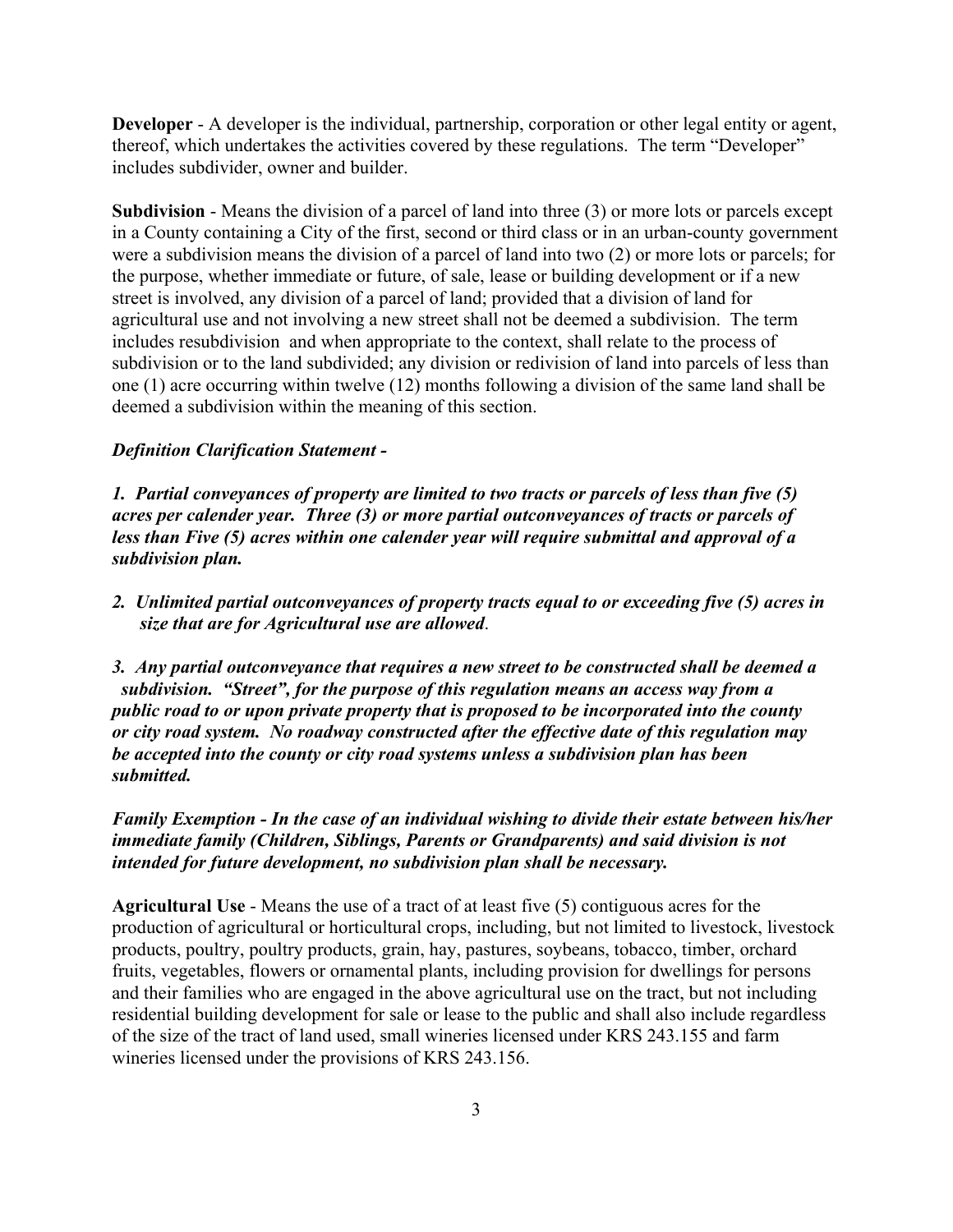**Developer** - A developer is the individual, partnership, corporation or other legal entity or agent, thereof, which undertakes the activities covered by these regulations. The term "Developer" includes subdivider, owner and builder.

**Subdivision** - Means the division of a parcel of land into three (3) or more lots or parcels except in a County containing a City of the first, second or third class or in an urban-county government were a subdivision means the division of a parcel of land into two (2) or more lots or parcels; for the purpose, whether immediate or future, of sale, lease or building development or if a new street is involved, any division of a parcel of land; provided that a division of land for agricultural use and not involving a new street shall not be deemed a subdivision. The term includes resubdivision and when appropriate to the context, shall relate to the process of subdivision or to the land subdivided; any division or redivision of land into parcels of less than one (1) acre occurring within twelve (12) months following a division of the same land shall be deemed a subdivision within the meaning of this section.

***Definition Clarification Statement -***

***1. Partial conveyances of property are limited to two tracts or parcels of less than five (5) acres per calender year. Three (3) or more partial outconveyances of tracts or parcels of less than Five (5) acres within one calender year will require submittal and approval of a subdivision plan.***

***2. Unlimited partial outconveyances of property tracts equal to or exceeding five (5) acres in size that are for Agricultural use are allowed***.

***3. Any partial outconveyance that requires a new street to be constructed shall be deemed a subdivision. "Street", for the purpose of this regulation means an access way from a public road to or upon private property that is proposed to be incorporated into the county or city road system. No roadway constructed after the effective date of this regulation may be accepted into the county or city road systems unless a subdivision plan has been submitted.***

***Family Exemption - In the case of an individual wishing to divide their estate between his/her immediate family (Children, Siblings, Parents or Grandparents) and said division is not intended for future development, no subdivision plan shall be necessary.***

**Agricultural Use** - Means the use of a tract of at least five (5) contiguous acres for the production of agricultural or horticultural crops, including, but not limited to livestock, livestock products, poultry, poultry products, grain, hay, pastures, soybeans, tobacco, timber, orchard fruits, vegetables, flowers or ornamental plants, including provision for dwellings for persons and their families who are engaged in the above agricultural use on the tract, but not including residential building development for sale or lease to the public and shall also include regardless of the size of the tract of land used, small wineries licensed under KRS 243.155 and farm wineries licensed under the provisions of KRS 243.156.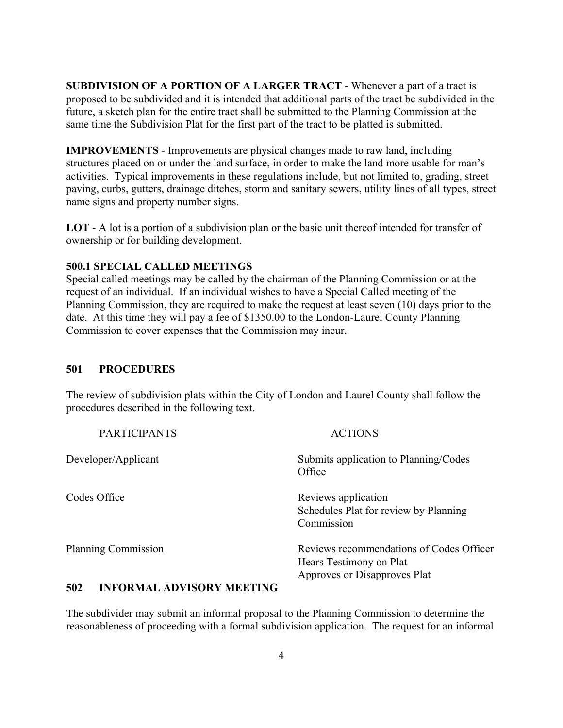**SUBDIVISION OF A PORTION OF A LARGER TRACT** - Whenever a part of a tract is proposed to be subdivided and it is intended that additional parts of the tract be subdivided in the future, a sketch plan for the entire tract shall be submitted to the Planning Commission at the same time the Subdivision Plat for the first part of the tract to be platted is submitted.

**IMPROVEMENTS** - Improvements are physical changes made to raw land, including structures placed on or under the land surface, in order to make the land more usable for man's activities. Typical improvements in these regulations include, but not limited to, grading, street paving, curbs, gutters, drainage ditches, storm and sanitary sewers, utility lines of all types, street name signs and property number signs.

**LOT** - A lot is a portion of a subdivision plan or the basic unit thereof intended for transfer of ownership or for building development.

### 500.1 SPECIAL CALLED MEETINGS

Special called meetings may be called by the chairman of the Planning Commission or at the request of an individual. If an individual wishes to have a Special Called meeting of the Planning Commission, they are required to make the request at least seven (10) days prior to the date. At this time they will pay a fee of $1350.00 to the London-Laurel County Planning Commission to cover expenses that the Commission may incur.

## 501 PROCEDURES

The review of subdivision plats within the City of London and Laurel County shall follow the procedures described in the following text.

| PARTICIPANTS | ACTIONS |
|---|---|
| Developer/Applicant | Submits application to Planning/Codes Office |
| Codes Office | Reviews application<br>Schedules Plat for review by Planning Commission |
| Planning Commission | Reviews recommendations of Codes Officer<br>Hears Testimony on Plat<br>Approves or Disapproves Plat |

## 502 INFORMAL ADVISORY MEETING

The subdivider may submit an informal proposal to the Planning Commission to determine the reasonableness of proceeding with a formal subdivision application. The request for an informal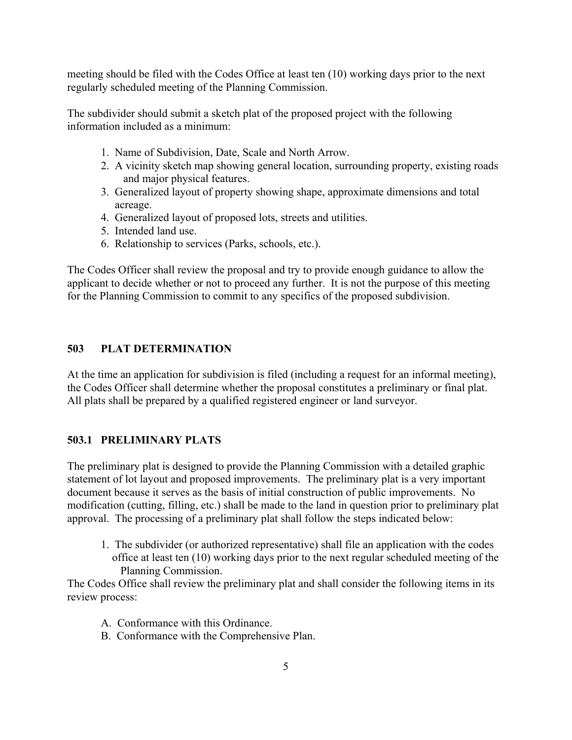meeting should be filed with the Codes Office at least ten (10) working days prior to the next regularly scheduled meeting of the Planning Commission.

The subdivider should submit a sketch plat of the proposed project with the following information included as a minimum:

1. Name of Subdivision, Date, Scale and North Arrow.
2. A vicinity sketch map showing general location, surrounding property, existing roads and major physical features.
3. Generalized layout of property showing shape, approximate dimensions and total acreage.
4. Generalized layout of proposed lots, streets and utilities.
5. Intended land use.
6. Relationship to services (Parks, schools, etc.).

The Codes Officer shall review the proposal and try to provide enough guidance to allow the applicant to decide whether or not to proceed any further. It is not the purpose of this meeting for the Planning Commission to commit to any specifics of the proposed subdivision.

## 503 PLAT DETERMINATION

At the time an application for subdivision is filed (including a request for an informal meeting), the Codes Officer shall determine whether the proposal constitutes a preliminary or final plat. All plats shall be prepared by a qualified registered engineer or land surveyor.

### 503.1 PRELIMINARY PLATS

The preliminary plat is designed to provide the Planning Commission with a detailed graphic statement of lot layout and proposed improvements. The preliminary plat is a very important document because it serves as the basis of initial construction of public improvements. No modification (cutting, filling, etc.) shall be made to the land in question prior to preliminary plat approval. The processing of a preliminary plat shall follow the steps indicated below:

1. The subdivider (or authorized representative) shall file an application with the codes office at least ten (10) working days prior to the next regular scheduled meeting of the Planning Commission.

The Codes Office shall review the preliminary plat and shall consider the following items in its review process:

A. Conformance with this Ordinance.
B. Conformance with the Comprehensive Plan.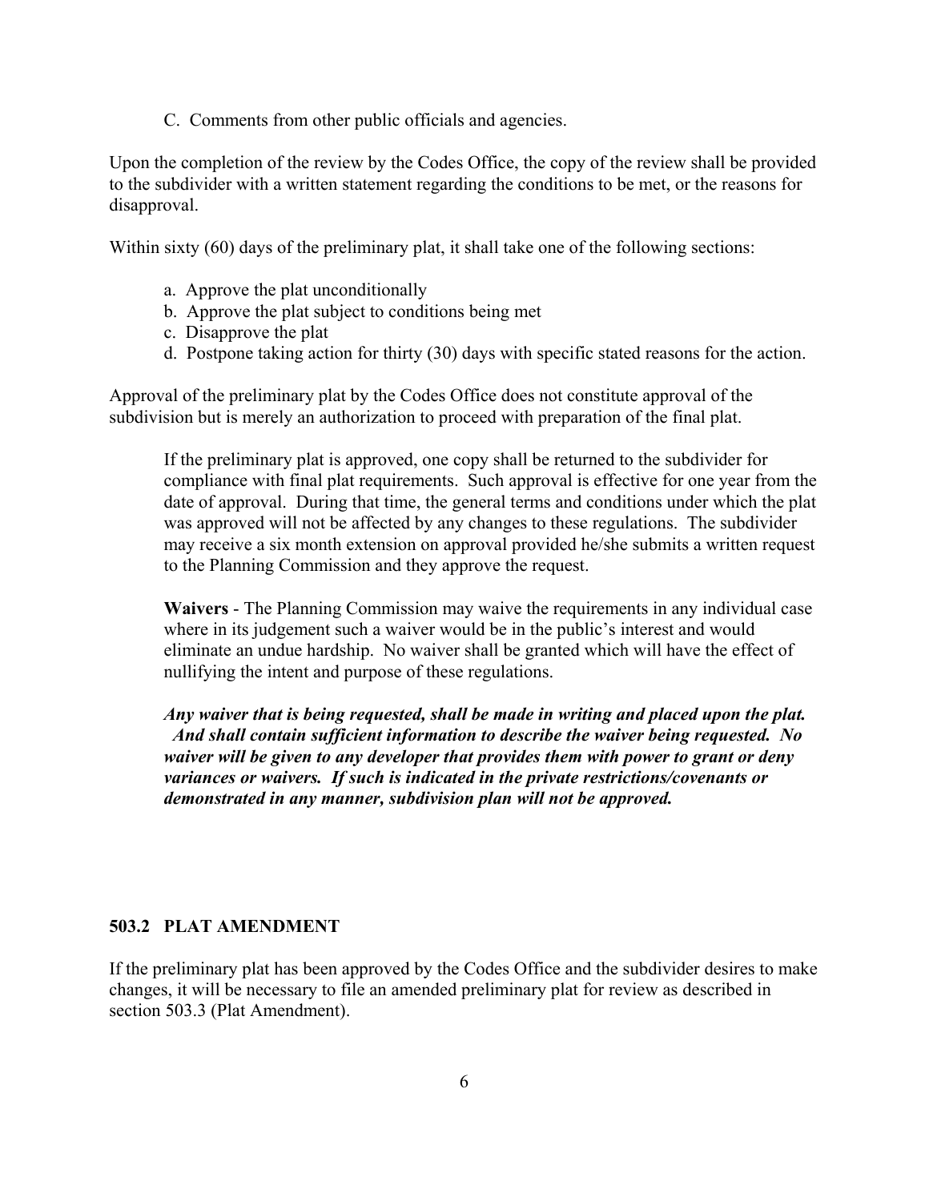C. Comments from other public officials and agencies.

Upon the completion of the review by the Codes Office, the copy of the review shall be provided to the subdivider with a written statement regarding the conditions to be met, or the reasons for disapproval.

Within sixty (60) days of the preliminary plat, it shall take one of the following sections:

a. Approve the plat unconditionally
b. Approve the plat subject to conditions being met
c. Disapprove the plat
d. Postpone taking action for thirty (30) days with specific stated reasons for the action.

Approval of the preliminary plat by the Codes Office does not constitute approval of the subdivision but is merely an authorization to proceed with preparation of the final plat.

If the preliminary plat is approved, one copy shall be returned to the subdivider for compliance with final plat requirements. Such approval is effective for one year from the date of approval. During that time, the general terms and conditions under which the plat was approved will not be affected by any changes to these regulations. The subdivider may receive a six month extension on approval provided he/she submits a written request to the Planning Commission and they approve the request.

**Waivers** - The Planning Commission may waive the requirements in any individual case where in its judgement such a waiver would be in the public's interest and would eliminate an undue hardship. No waiver shall be granted which will have the effect of nullifying the intent and purpose of these regulations.

***Any waiver that is being requested, shall be made in writing and placed upon the plat. And shall contain sufficient information to describe the waiver being requested. No waiver will be given to any developer that provides them with power to grant or deny variances or waivers. If such is indicated in the private restrictions/covenants or demonstrated in any manner, subdivision plan will not be approved.***

## 503.2 PLAT AMENDMENT

If the preliminary plat has been approved by the Codes Office and the subdivider desires to make changes, it will be necessary to file an amended preliminary plat for review as described in section 503.3 (Plat Amendment).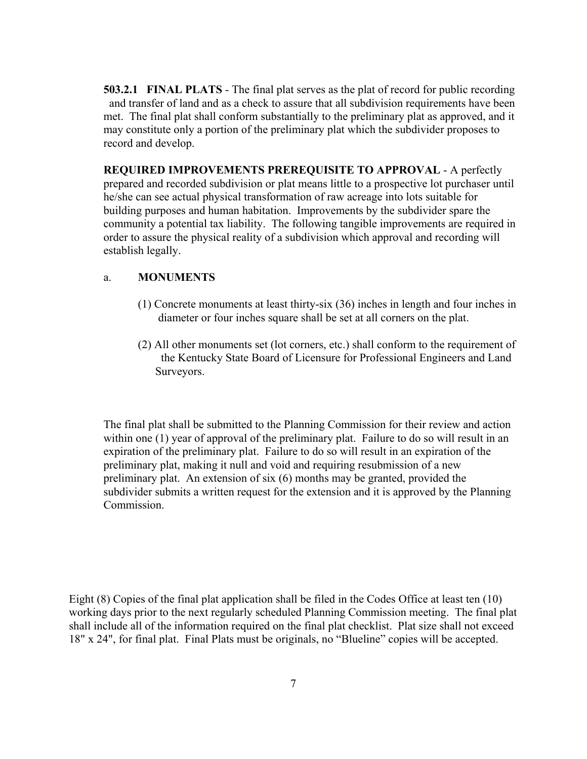**503.2.1 FINAL PLATS** - The final plat serves as the plat of record for public recording and transfer of land and as a check to assure that all subdivision requirements have been met. The final plat shall conform substantially to the preliminary plat as approved, and it may constitute only a portion of the preliminary plat which the subdivider proposes to record and develop.

**REQUIRED IMPROVEMENTS PREREQUISITE TO APPROVAL** - A perfectly prepared and recorded subdivision or plat means little to a prospective lot purchaser until he/she can see actual physical transformation of raw acreage into lots suitable for building purposes and human habitation. Improvements by the subdivider spare the community a potential tax liability. The following tangible improvements are required in order to assure the physical reality of a subdivision which approval and recording will establish legally.

a. **MONUMENTS**

(1) Concrete monuments at least thirty-six (36) inches in length and four inches in diameter or four inches square shall be set at all corners on the plat.

(2) All other monuments set (lot corners, etc.) shall conform to the requirement of the Kentucky State Board of Licensure for Professional Engineers and Land Surveyors.

The final plat shall be submitted to the Planning Commission for their review and action within one (1) year of approval of the preliminary plat. Failure to do so will result in an expiration of the preliminary plat. Failure to do so will result in an expiration of the preliminary plat, making it null and void and requiring resubmission of a new preliminary plat. An extension of six (6) months may be granted, provided the subdivider submits a written request for the extension and it is approved by the Planning Commission.

Eight (8) Copies of the final plat application shall be filed in the Codes Office at least ten (10) working days prior to the next regularly scheduled Planning Commission meeting. The final plat shall include all of the information required on the final plat checklist. Plat size shall not exceed 18" x 24", for final plat. Final Plats must be originals, no "Blueline" copies will be accepted.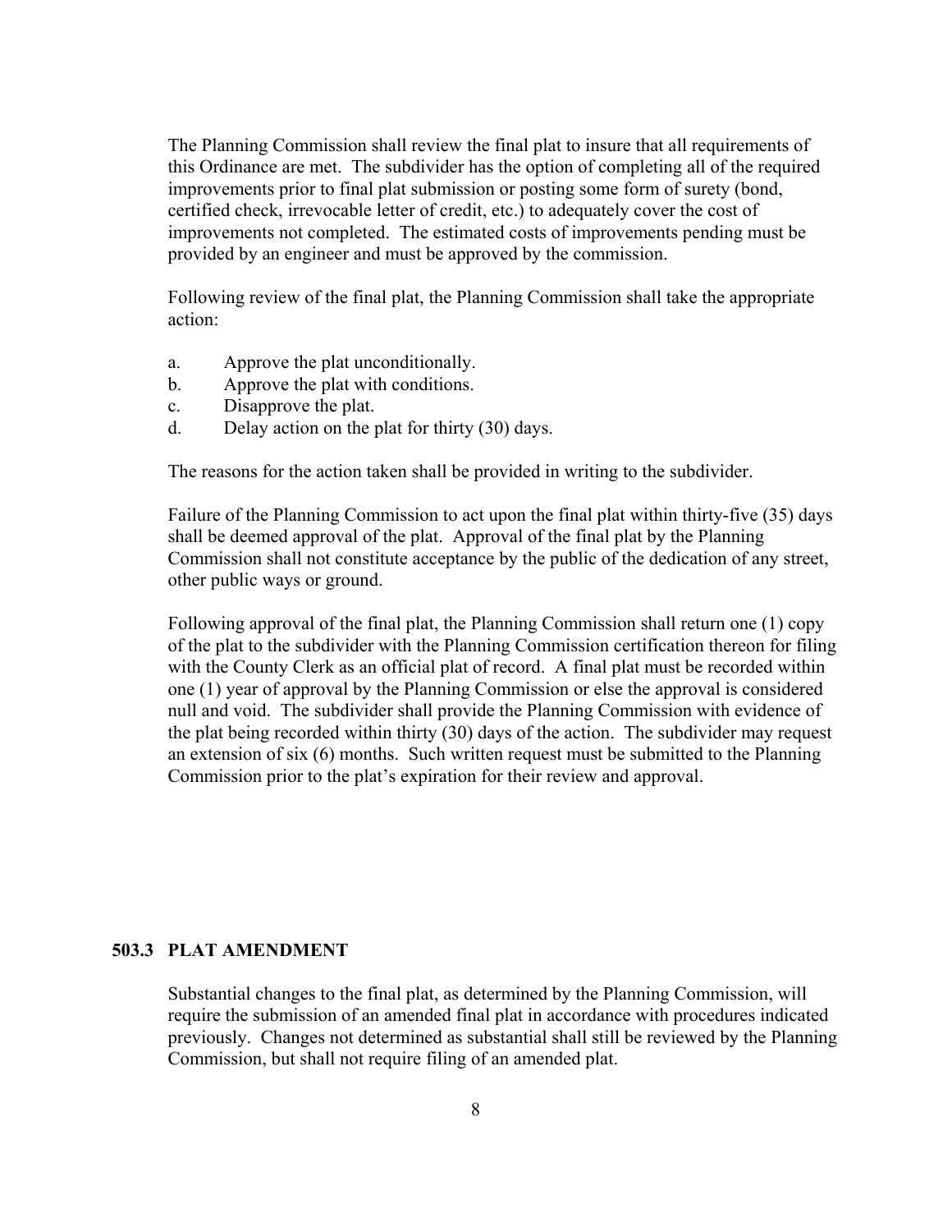The Planning Commission shall review the final plat to insure that all requirements of this Ordinance are met. The subdivider has the option of completing all of the required improvements prior to final plat submission or posting some form of surety (bond, certified check, irrevocable letter of credit, etc.) to adequately cover the cost of improvements not completed. The estimated costs of improvements pending must be provided by an engineer and must be approved by the commission.

Following review of the final plat, the Planning Commission shall take the appropriate action:

a. Approve the plat unconditionally.
b. Approve the plat with conditions.
c. Disapprove the plat.
d. Delay action on the plat for thirty (30) days.

The reasons for the action taken shall be provided in writing to the subdivider.

Failure of the Planning Commission to act upon the final plat within thirty-five (35) days shall be deemed approval of the plat. Approval of the final plat by the Planning Commission shall not constitute acceptance by the public of the dedication of any street, other public ways or ground.

Following approval of the final plat, the Planning Commission shall return one (1) copy of the plat to the subdivider with the Planning Commission certification thereon for filing with the County Clerk as an official plat of record. A final plat must be recorded within one (1) year of approval by the Planning Commission or else the approval is considered null and void. The subdivider shall provide the Planning Commission with evidence of the plat being recorded within thirty (30) days of the action. The subdivider may request an extension of six (6) months. Such written request must be submitted to the Planning Commission prior to the plat's expiration for their review and approval.

### 503.3 PLAT AMENDMENT

Substantial changes to the final plat, as determined by the Planning Commission, will require the submission of an amended final plat in accordance with procedures indicated previously. Changes not determined as substantial shall still be reviewed by the Planning Commission, but shall not require filing of an amended plat.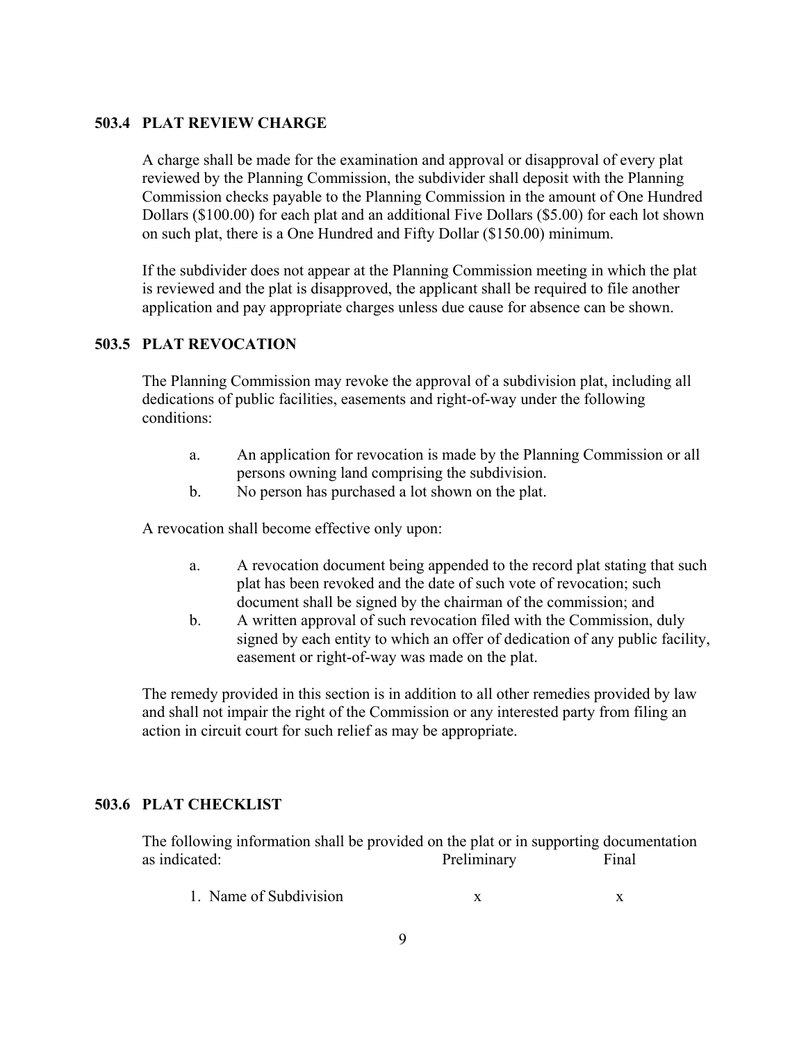### 503.4 PLAT REVIEW CHARGE

A charge shall be made for the examination and approval or disapproval of every plat reviewed by the Planning Commission, the subdivider shall deposit with the Planning Commission checks payable to the Planning Commission in the amount of One Hundred Dollars ($100.00) for each plat and an additional Five Dollars ($5.00) for each lot shown on such plat, there is a One Hundred and Fifty Dollar ($150.00) minimum.

If the subdivider does not appear at the Planning Commission meeting in which the plat is reviewed and the plat is disapproved, the applicant shall be required to file another application and pay appropriate charges unless due cause for absence can be shown.

### 503.5 PLAT REVOCATION

The Planning Commission may revoke the approval of a subdivision plat, including all dedications of public facilities, easements and right-of-way under the following conditions:

a. An application for revocation is made by the Planning Commission or all persons owning land comprising the subdivision.
b. No person has purchased a lot shown on the plat.

A revocation shall become effective only upon:

a. A revocation document being appended to the record plat stating that such plat has been revoked and the date of such vote of revocation; such document shall be signed by the chairman of the commission; and
b. A written approval of such revocation filed with the Commission, duly signed by each entity to which an offer of dedication of any public facility, easement or right-of-way was made on the plat.

The remedy provided in this section is in addition to all other remedies provided by law and shall not impair the right of the Commission or any interested party from filing an action in circuit court for such relief as may be appropriate.

### 503.6 PLAT CHECKLIST

The following information shall be provided on the plat or in supporting documentation as indicated:

| | Preliminary | Final |
|---|---|---|
| 1. Name of Subdivision | x | x |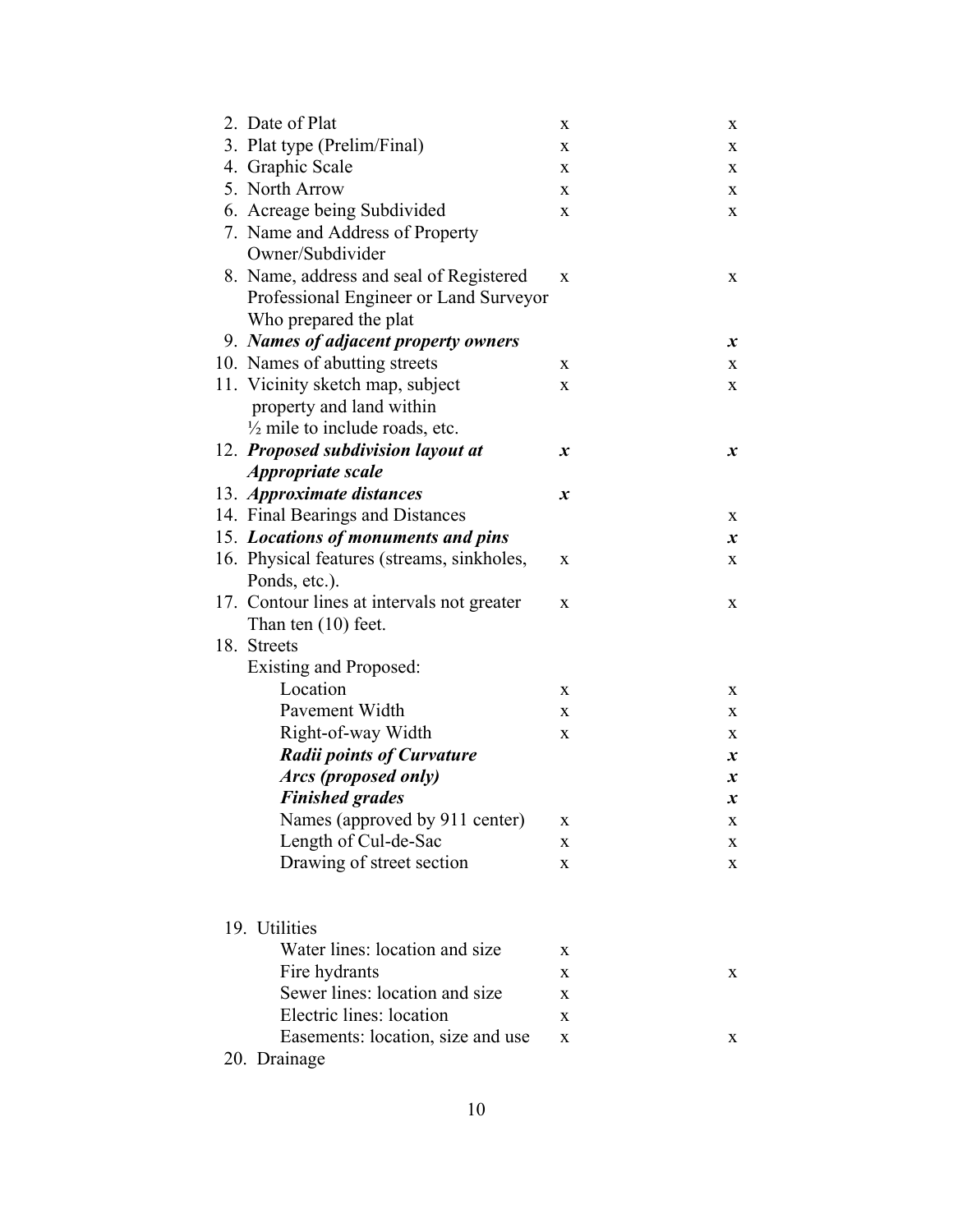| | | |
|---|---|---|
| 2. Date of Plat | x | x |
| 3. Plat type (Prelim/Final) | x | x |
| 4. Graphic Scale | x | x |
| 5. North Arrow | x | x |
| 6. Acreage being Subdivided | x | x |
| 7. Name and Address of Property Owner/Subdivider | | |
| 8. Name, address and seal of Registered Professional Engineer or Land Surveyor Who prepared the plat | x | x |
| 9. ***Names of adjacent property owners*** | | ***x*** |
| 10. Names of abutting streets | x | x |
| 11. Vicinity sketch map, subject property and land within ½ mile to include roads, etc. | x | x |
| 12. ***Proposed subdivision layout at Appropriate scale*** | ***x*** | ***x*** |
| 13. ***Approximate distances*** | ***x*** | |
| 14. Final Bearings and Distances | | x |
| 15. ***Locations of monuments and pins*** | | ***x*** |
| 16. Physical features (streams, sinkholes, Ponds, etc.). | x | x |
| 17. Contour lines at intervals not greater Than ten (10) feet. | x | x |
| 18. Streets | | |
| Existing and Proposed: | | |
| Location | x | x |
| Pavement Width | x | x |
| Right-of-way Width | x | x |
| ***Radii points of Curvature*** | | ***x*** |
| ***Arcs (proposed only)*** | | ***x*** |
| ***Finished grades*** | | ***x*** |
| Names (approved by 911 center) | x | x |
| Length of Cul-de-Sac | x | x |
| Drawing of street section | x | x |
| 19. Utilities | | |
| Water lines: location and size | x | |
| Fire hydrants | x | x |
| Sewer lines: location and size | x | |
| Electric lines: location | x | |
| Easements: location, size and use | x | x |
| 20. Drainage | | |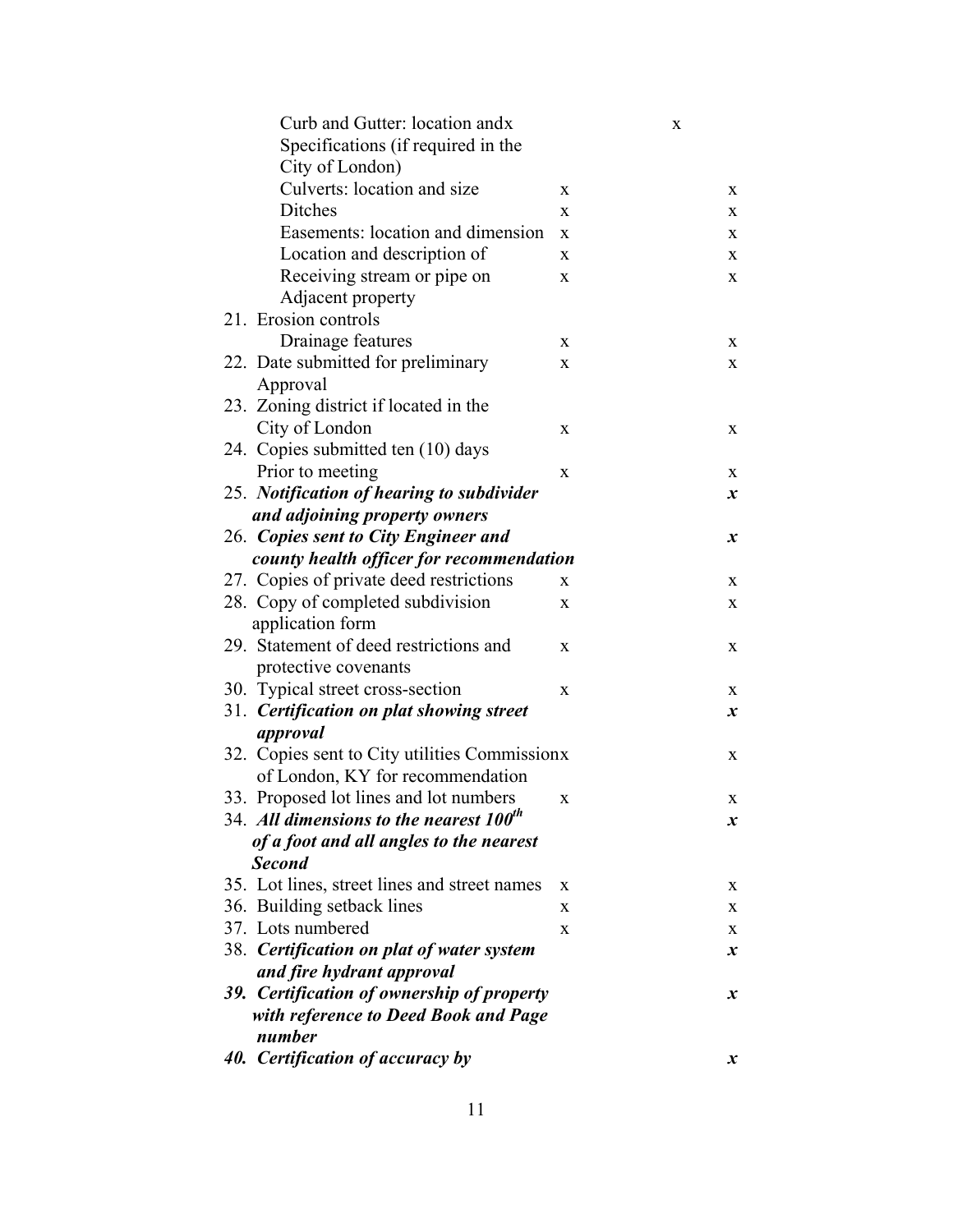| | | | |
|---|---|---|---|
| Curb and Gutter: location and Specifications (if required in the City of London) | x | x | |
| Culverts: location and size | x | | x |
| Ditches | x | | x |
| Easements: location and dimension | x | | x |
| Location and description of | x | | x |
| Receiving stream or pipe on Adjacent property | x | | x |
| 21. Erosion controls | | | |
| Drainage features | x | | x |
| 22. Date submitted for preliminary Approval | x | | x |
| 23. Zoning district if located in the City of London | x | | x |
| 24. Copies submitted ten (10) days Prior to meeting | x | | x |
| 25. ***Notification of hearing to subdivider and adjoining property owners*** | | | ***x*** |
| 26. ***Copies sent to City Engineer and county health officer for recommendation*** | | | ***x*** |
| 27. Copies of private deed restrictions | x | | x |
| 28. Copy of completed subdivision application form | x | | x |
| 29. Statement of deed restrictions and protective covenants | x | | x |
| 30. Typical street cross-section | x | | x |
| 31. ***Certification on plat showing street approval*** | | | ***x*** |
| 32. Copies sent to City utilities Commission of London, KY for recommendation | x | | x |
| 33. Proposed lot lines and lot numbers | x | | x |
| 34. ***All dimensions to the nearest 100th of a foot and all angles to the nearest Second*** | | | ***x*** |
| 35. Lot lines, street lines and street names | x | | x |
| 36. Building setback lines | x | | x |
| 37. Lots numbered | x | | x |
| 38. ***Certification on plat of water system and fire hydrant approval*** | | | ***x*** |
| ***39. Certification of ownership of property with reference to Deed Book and Page number*** | | | ***x*** |
| ***40. Certification of accuracy by*** | | | ***x*** |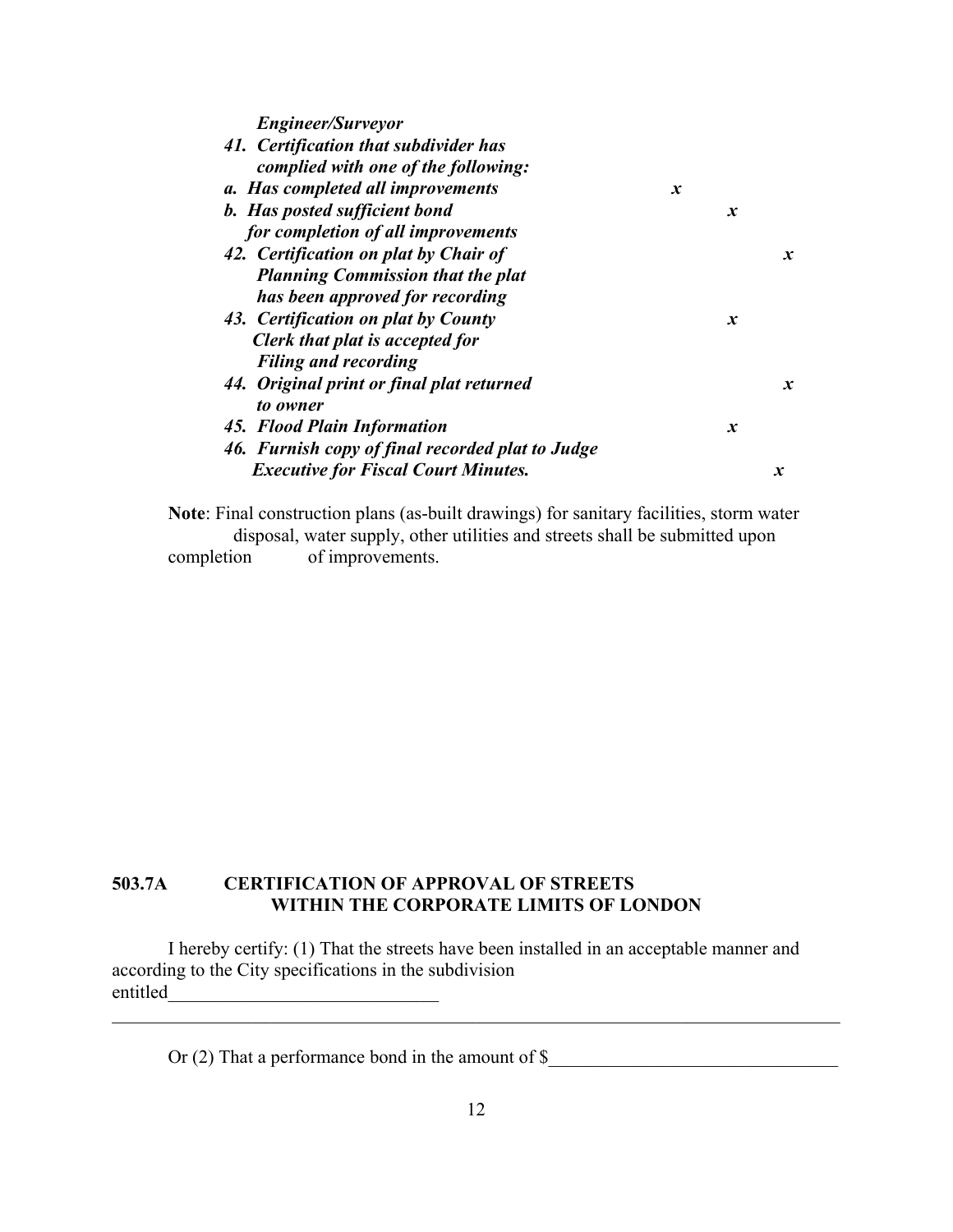| | | | |
|---|---|---|---|
| ***Engineer/Surveyor*** | | | |
| ***41. Certification that subdivider has complied with one of the following:*** | | | |
| ***a. Has completed all improvements*** | ***x*** | | |
| ***b. Has posted sufficient bond for completion of all improvements*** | | ***x*** | |
| ***42. Certification on plat by Chair of Planning Commission that the plat has been approved for recording*** | | | ***x*** |
| ***43. Certification on plat by County Clerk that plat is accepted for Filing and recording*** | | ***x*** | |
| ***44. Original print or final plat returned to owner*** | | | ***x*** |
| ***45. Flood Plain Information*** | | ***x*** | |
| ***46. Furnish copy of final recorded plat to Judge Executive for Fiscal Court Minutes.*** | | | ***x*** |

**Note**: Final construction plans (as-built drawings) for sanitary facilities, storm water disposal, water supply, other utilities and streets shall be submitted upon completion of improvements.

## 503.7A CERTIFICATION OF APPROVAL OF STREETS WITHIN THE CORPORATE LIMITS OF LONDON

I hereby certify: (1) That the streets have been installed in an acceptable manner and according to the City specifications in the subdivision entitled_____________________________

___________________________________________________________________________

Or (2) That a performance bond in the amount of $_______________________________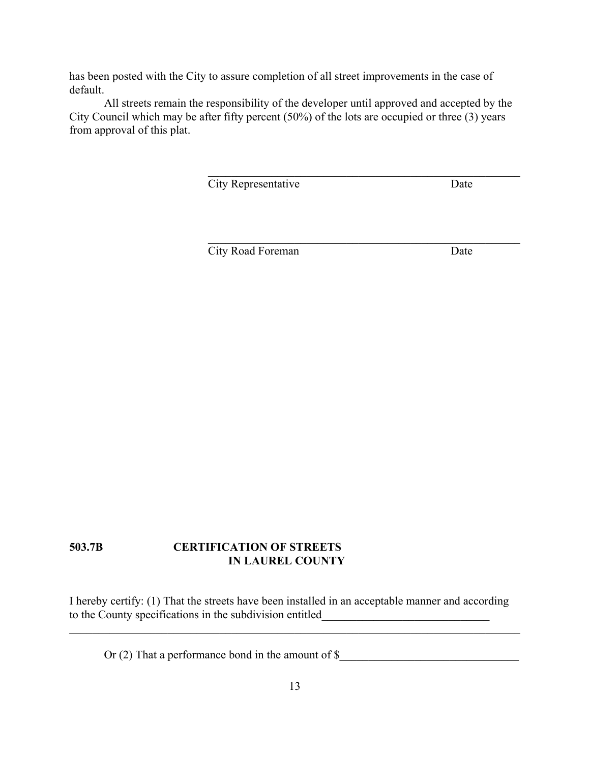has been posted with the City to assure completion of all street improvements in the case of default.

All streets remain the responsibility of the developer until approved and accepted by the City Council which may be after fifty percent (50%) of the lots are occupied or three (3) years from approval of this plat.

\_\_\_\_\_\_\_\_\_\_\_\_\_\_\_\_\_\_\_\_\_\_\_\_\_\_\_\_\_\_\_\_\_\_\_\_\_\_\_\_\_\_\_\_\_\_\_\_\_\_\_\_\_\_
City Representative                                    Date

\_\_\_\_\_\_\_\_\_\_\_\_\_\_\_\_\_\_\_\_\_\_\_\_\_\_\_\_\_\_\_\_\_\_\_\_\_\_\_\_\_\_\_\_\_\_\_\_\_\_\_\_\_\_
City Road Foreman                                    Date

**503.7B CERTIFICATION OF STREETS IN LAUREL COUNTY**

I hereby certify: (1) That the streets have been installed in an acceptable manner and according to the County specifications in the subdivision entitled\_\_\_\_\_\_\_\_\_\_\_\_\_\_\_\_\_\_\_\_\_\_\_\_\_\_\_\_\_\_
\_\_\_\_\_\_\_\_\_\_\_\_\_\_\_\_\_\_\_\_\_\_\_\_\_\_\_\_\_\_\_\_\_\_\_\_\_\_\_\_\_\_\_\_\_\_\_\_\_\_\_\_\_\_\_\_\_\_\_\_\_\_\_\_\_\_\_\_\_\_\_\_\_\_

Or (2) That a performance bond in the amount of $\_\_\_\_\_\_\_\_\_\_\_\_\_\_\_\_\_\_\_\_\_\_\_\_\_\_\_\_\_\_\_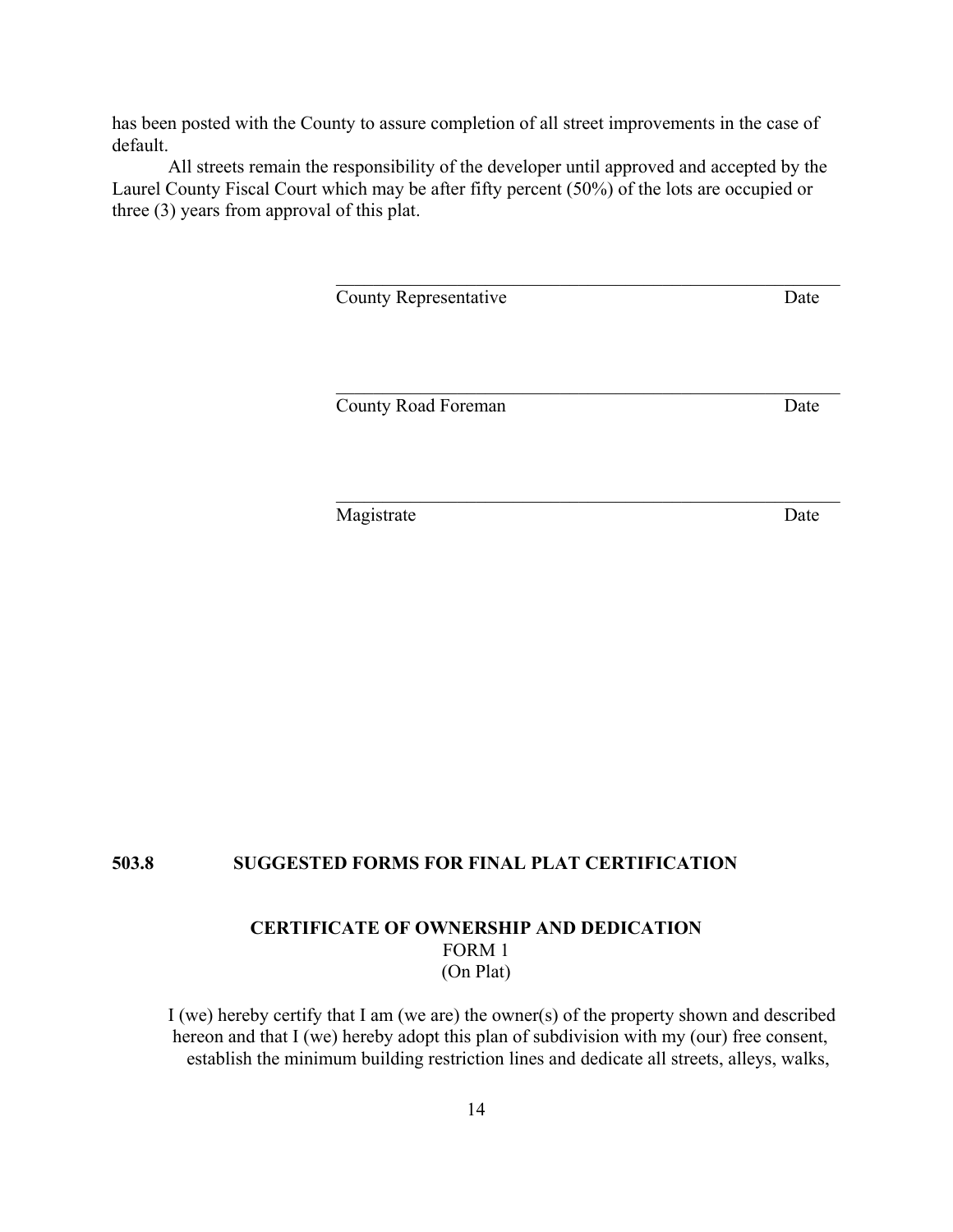has been posted with the County to assure completion of all street improvements in the case of default.

All streets remain the responsibility of the developer until approved and accepted by the Laurel County Fiscal Court which may be after fifty percent (50%) of the lots are occupied or three (3) years from approval of this plat.

\_\_\_\_\_\_\_\_\_\_\_\_\_\_\_\_\_\_\_\_\_\_\_\_\_\_\_\_\_\_\_\_\_\_\_\_\_\_\_\_\_\_\_\_\_\_\_\_

County Representative Date

\_\_\_\_\_\_\_\_\_\_\_\_\_\_\_\_\_\_\_\_\_\_\_\_\_\_\_\_\_\_\_\_\_\_\_\_\_\_\_\_\_\_\_\_\_\_\_\_

County Road Foreman Date

\_\_\_\_\_\_\_\_\_\_\_\_\_\_\_\_\_\_\_\_\_\_\_\_\_\_\_\_\_\_\_\_\_\_\_\_\_\_\_\_\_\_\_\_\_\_\_\_

Magistrate Date

## 503.8 SUGGESTED FORMS FOR FINAL PLAT CERTIFICATION

### CERTIFICATE OF OWNERSHIP AND DEDICATION

FORM 1

(On Plat)

I (we) hereby certify that I am (we are) the owner(s) of the property shown and described hereon and that I (we) hereby adopt this plan of subdivision with my (our) free consent, establish the minimum building restriction lines and dedicate all streets, alleys, walks,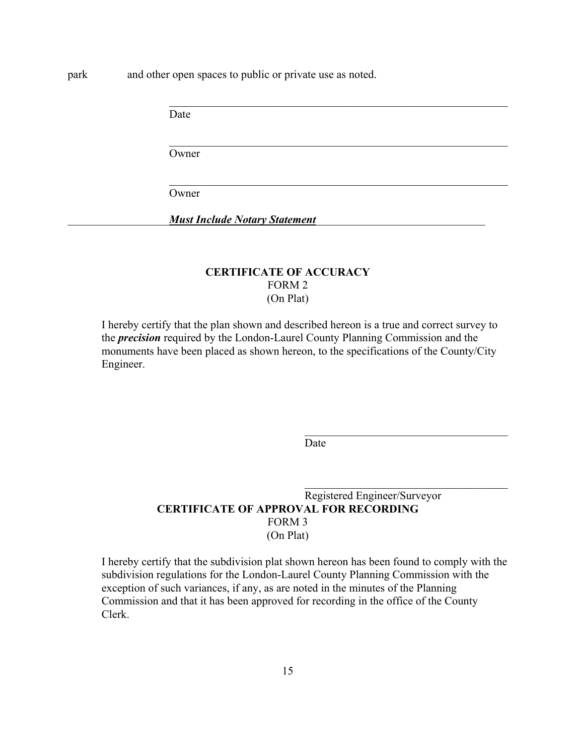park and other open spaces to public or private use as noted.

\_\_\_\_\_\_\_\_\_\_\_\_\_\_\_\_\_\_\_\_\_\_\_\_\_\_\_\_\_\_\_\_\_\_\_\_\_\_\_\_\_\_\_\_\_\_\_\_\_\_\_\_
Date

\_\_\_\_\_\_\_\_\_\_\_\_\_\_\_\_\_\_\_\_\_\_\_\_\_\_\_\_\_\_\_\_\_\_\_\_\_\_\_\_\_\_\_\_\_\_\_\_\_\_\_\_
Owner

\_\_\_\_\_\_\_\_\_\_\_\_\_\_\_\_\_\_\_\_\_\_\_\_\_\_\_\_\_\_\_\_\_\_\_\_\_\_\_\_\_\_\_\_\_\_\_\_\_\_\_\_
Owner

***Must Include Notary Statement***

**CERTIFICATE OF ACCURACY**
FORM 2
(On Plat)

I hereby certify that the plan shown and described hereon is a true and correct survey to the ***precision*** required by the London-Laurel County Planning Commission and the monuments have been placed as shown hereon, to the specifications of the County/City Engineer.

\_\_\_\_\_\_\_\_\_\_\_\_\_\_\_\_\_\_\_\_\_\_\_\_\_\_\_\_\_\_\_\_\_\_\_\_
Date

\_\_\_\_\_\_\_\_\_\_\_\_\_\_\_\_\_\_\_\_\_\_\_\_\_\_\_\_\_\_\_\_\_\_\_\_
Registered Engineer/Surveyor

**CERTIFICATE OF APPROVAL FOR RECORDING**
FORM 3
(On Plat)

I hereby certify that the subdivision plat shown hereon has been found to comply with the subdivision regulations for the London-Laurel County Planning Commission with the exception of such variances, if any, as are noted in the minutes of the Planning Commission and that it has been approved for recording in the office of the County Clerk.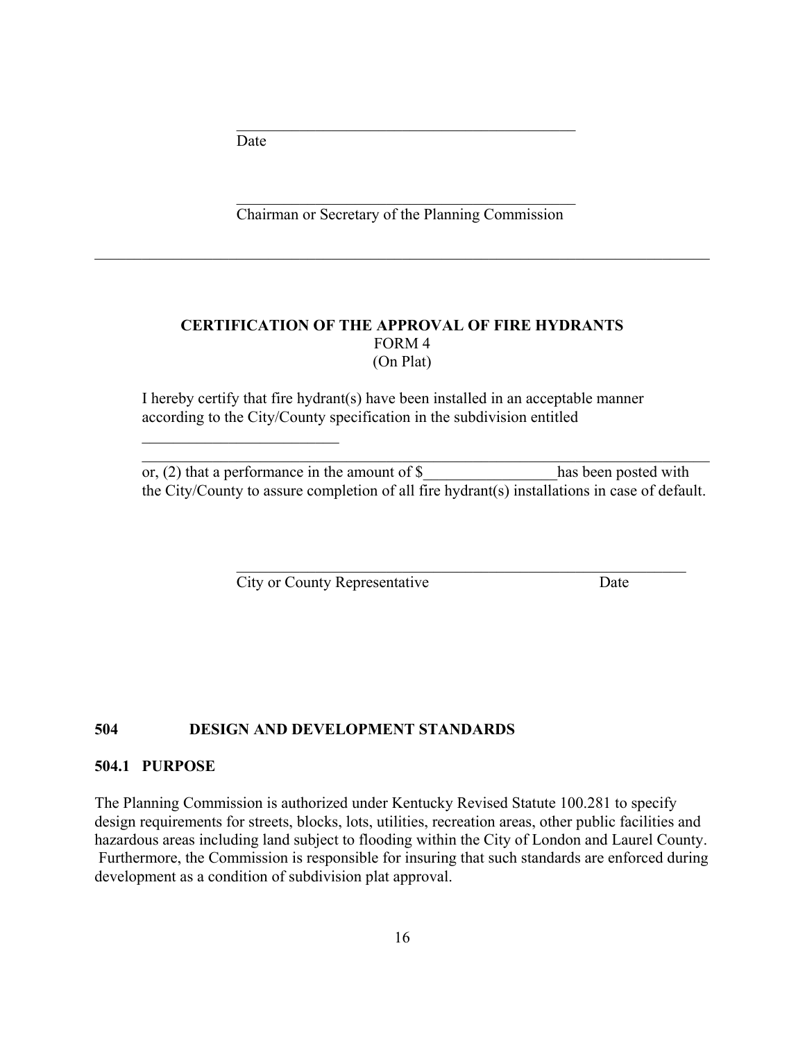\_\_\_\_\_\_\_\_\_\_\_\_\_\_\_\_\_\_\_\_\_\_\_\_\_\_\_\_\_\_\_\_\_\_\_\_\_\_\_\_\_\_\_\_\_
Date

\_\_\_\_\_\_\_\_\_\_\_\_\_\_\_\_\_\_\_\_\_\_\_\_\_\_\_\_\_\_\_\_\_\_\_\_\_\_\_\_\_\_\_\_\_
Chairman or Secretary of the Planning Commission

---

**CERTIFICATION OF THE APPROVAL OF FIRE HYDRANTS**
FORM 4
(On Plat)

I hereby certify that fire hydrant(s) have been installed in an acceptable manner according to the City/County specification in the subdivision entitled

\_\_\_\_\_\_\_\_\_\_\_\_\_\_\_\_\_\_\_\_\_\_\_\_\_\_

\_\_\_\_\_\_\_\_\_\_\_\_\_\_\_\_\_\_\_\_\_\_\_\_\_\_\_\_\_\_\_\_\_\_\_\_\_\_\_\_\_\_\_\_\_\_\_\_\_\_\_\_\_\_\_\_\_\_\_\_\_\_\_\_\_\_\_\_\_\_\_\_\_\_

or, (2) that a performance in the amount of $\_\_\_\_\_\_\_\_\_\_\_\_\_\_\_\_\_\_has been posted with the City/County to assure completion of all fire hydrant(s) installations in case of default.

\_\_\_\_\_\_\_\_\_\_\_\_\_\_\_\_\_\_\_\_\_\_\_\_\_\_\_\_\_\_\_\_\_\_\_\_\_\_\_\_\_\_\_\_\_\_\_\_\_\_\_\_\_\_\_\_\_\_
City or County Representative Date

## 504 DESIGN AND DEVELOPMENT STANDARDS

### 504.1 PURPOSE

The Planning Commission is authorized under Kentucky Revised Statute 100.281 to specify design requirements for streets, blocks, lots, utilities, recreation areas, other public facilities and hazardous areas including land subject to flooding within the City of London and Laurel County. Furthermore, the Commission is responsible for insuring that such standards are enforced during development as a condition of subdivision plat approval.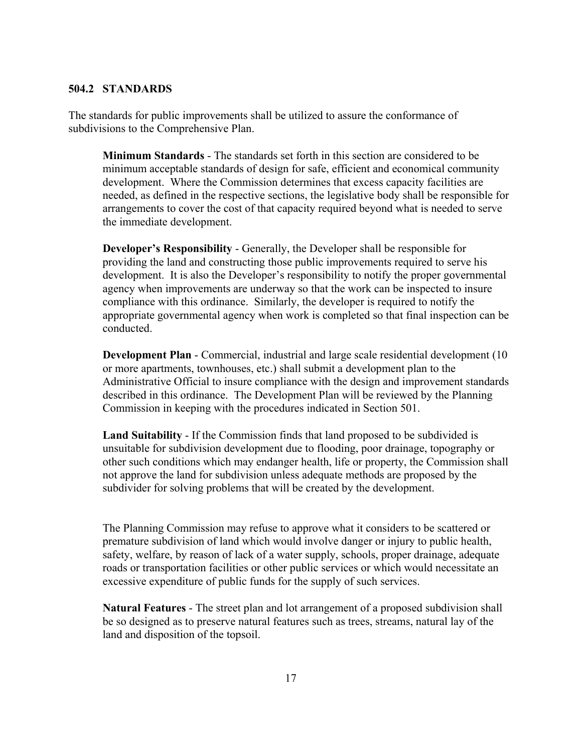### 504.2 STANDARDS

The standards for public improvements shall be utilized to assure the conformance of subdivisions to the Comprehensive Plan.

**Minimum Standards** - The standards set forth in this section are considered to be minimum acceptable standards of design for safe, efficient and economical community development. Where the Commission determines that excess capacity facilities are needed, as defined in the respective sections, the legislative body shall be responsible for arrangements to cover the cost of that capacity required beyond what is needed to serve the immediate development.

**Developer's Responsibility** - Generally, the Developer shall be responsible for providing the land and constructing those public improvements required to serve his development. It is also the Developer's responsibility to notify the proper governmental agency when improvements are underway so that the work can be inspected to insure compliance with this ordinance. Similarly, the developer is required to notify the appropriate governmental agency when work is completed so that final inspection can be conducted.

**Development Plan** - Commercial, industrial and large scale residential development (10 or more apartments, townhouses, etc.) shall submit a development plan to the Administrative Official to insure compliance with the design and improvement standards described in this ordinance. The Development Plan will be reviewed by the Planning Commission in keeping with the procedures indicated in Section 501.

**Land Suitability** - If the Commission finds that land proposed to be subdivided is unsuitable for subdivision development due to flooding, poor drainage, topography or other such conditions which may endanger health, life or property, the Commission shall not approve the land for subdivision unless adequate methods are proposed by the subdivider for solving problems that will be created by the development.

The Planning Commission may refuse to approve what it considers to be scattered or premature subdivision of land which would involve danger or injury to public health, safety, welfare, by reason of lack of a water supply, schools, proper drainage, adequate roads or transportation facilities or other public services or which would necessitate an excessive expenditure of public funds for the supply of such services.

**Natural Features** - The street plan and lot arrangement of a proposed subdivision shall be so designed as to preserve natural features such as trees, streams, natural lay of the land and disposition of the topsoil.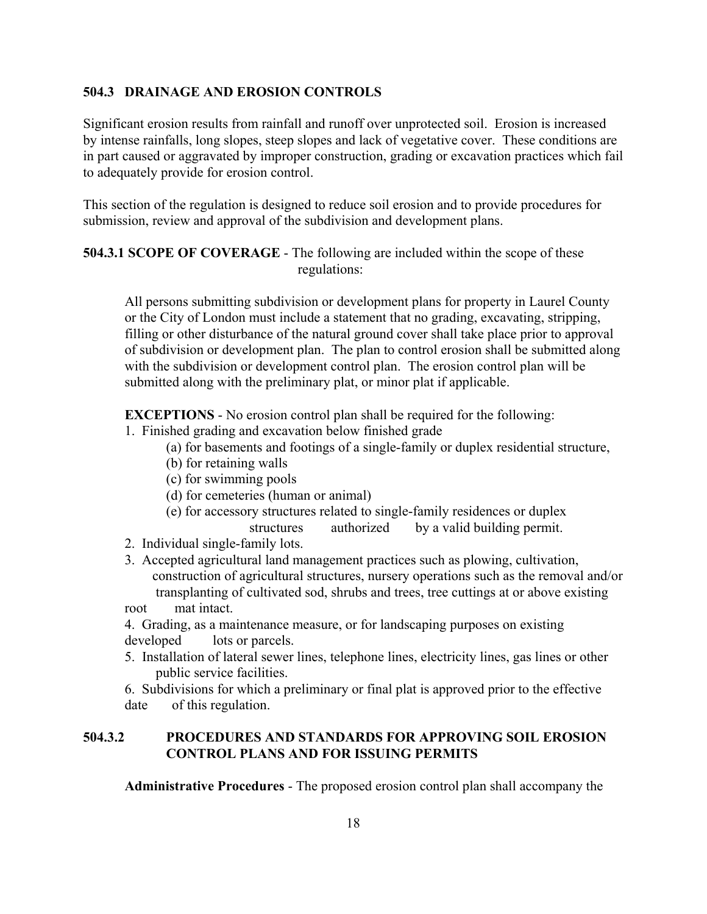### 504.3 DRAINAGE AND EROSION CONTROLS

Significant erosion results from rainfall and runoff over unprotected soil. Erosion is increased by intense rainfalls, long slopes, steep slopes and lack of vegetative cover. These conditions are in part caused or aggravated by improper construction, grading or excavation practices which fail to adequately provide for erosion control.

This section of the regulation is designed to reduce soil erosion and to provide procedures for submission, review and approval of the subdivision and development plans.

**504.3.1 SCOPE OF COVERAGE** - The following are included within the scope of these regulations:

All persons submitting subdivision or development plans for property in Laurel County or the City of London must include a statement that no grading, excavating, stripping, filling or other disturbance of the natural ground cover shall take place prior to approval of subdivision or development plan. The plan to control erosion shall be submitted along with the subdivision or development control plan. The erosion control plan will be submitted along with the preliminary plat, or minor plat if applicable.

**EXCEPTIONS** - No erosion control plan shall be required for the following:

1. Finished grading and excavation below finished grade
   - (a) for basements and footings of a single-family or duplex residential structure,
   - (b) for retaining walls
   - (c) for swimming pools
   - (d) for cemeteries (human or animal)
   - (e) for accessory structures related to single-family residences or duplex structures authorized by a valid building permit.
2. Individual single-family lots.
3. Accepted agricultural land management practices such as plowing, cultivation, construction of agricultural structures, nursery operations such as the removal and/or transplanting of cultivated sod, shrubs and trees, tree cuttings at or above existing root mat intact.
4. Grading, as a maintenance measure, or for landscaping purposes on existing developed lots or parcels.
5. Installation of lateral sewer lines, telephone lines, electricity lines, gas lines or other public service facilities.
6. Subdivisions for which a preliminary or final plat is approved prior to the effective date of this regulation.

### 504.3.2 PROCEDURES AND STANDARDS FOR APPROVING SOIL EROSION CONTROL PLANS AND FOR ISSUING PERMITS

**Administrative Procedures** - The proposed erosion control plan shall accompany the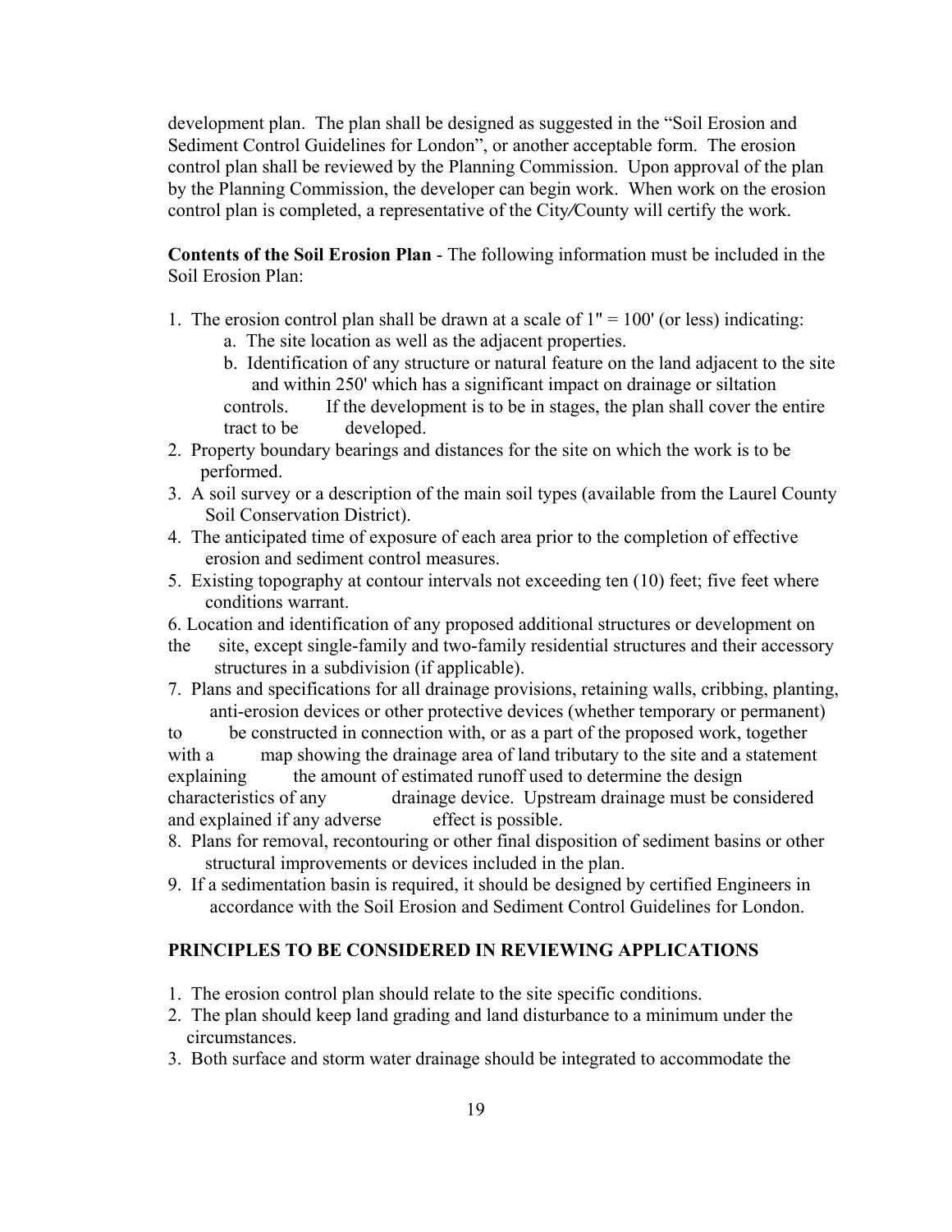development plan. The plan shall be designed as suggested in the "Soil Erosion and Sediment Control Guidelines for London", or another acceptable form. The erosion control plan shall be reviewed by the Planning Commission. Upon approval of the plan by the Planning Commission, the developer can begin work. When work on the erosion control plan is completed, a representative of the City/County will certify the work.

**Contents of the Soil Erosion Plan** - The following information must be included in the Soil Erosion Plan:

1. The erosion control plan shall be drawn at a scale of 1" = 100' (or less) indicating:
   a. The site location as well as the adjacent properties.
   b. Identification of any structure or natural feature on the land adjacent to the site and within 250' which has a significant impact on drainage or siltation controls. If the development is to be in stages, the plan shall cover the entire tract to be developed.
2. Property boundary bearings and distances for the site on which the work is to be performed.
3. A soil survey or a description of the main soil types (available from the Laurel County Soil Conservation District).
4. The anticipated time of exposure of each area prior to the completion of effective erosion and sediment control measures.
5. Existing topography at contour intervals not exceeding ten (10) feet; five feet where conditions warrant.
6. Location and identification of any proposed additional structures or development on the site, except single-family and two-family residential structures and their accessory structures in a subdivision (if applicable).
7. Plans and specifications for all drainage provisions, retaining walls, cribbing, planting, anti-erosion devices or other protective devices (whether temporary or permanent) to be constructed in connection with, or as a part of the proposed work, together with a map showing the drainage area of land tributary to the site and a statement explaining the amount of estimated runoff used to determine the design characteristics of any drainage device. Upstream drainage must be considered and explained if any adverse effect is possible.
8. Plans for removal, recontouring or other final disposition of sediment basins or other structural improvements or devices included in the plan.
9. If a sedimentation basin is required, it should be designed by certified Engineers in accordance with the Soil Erosion and Sediment Control Guidelines for London.

## PRINCIPLES TO BE CONSIDERED IN REVIEWING APPLICATIONS

1. The erosion control plan should relate to the site specific conditions.
2. The plan should keep land grading and land disturbance to a minimum under the circumstances.
3. Both surface and storm water drainage should be integrated to accommodate the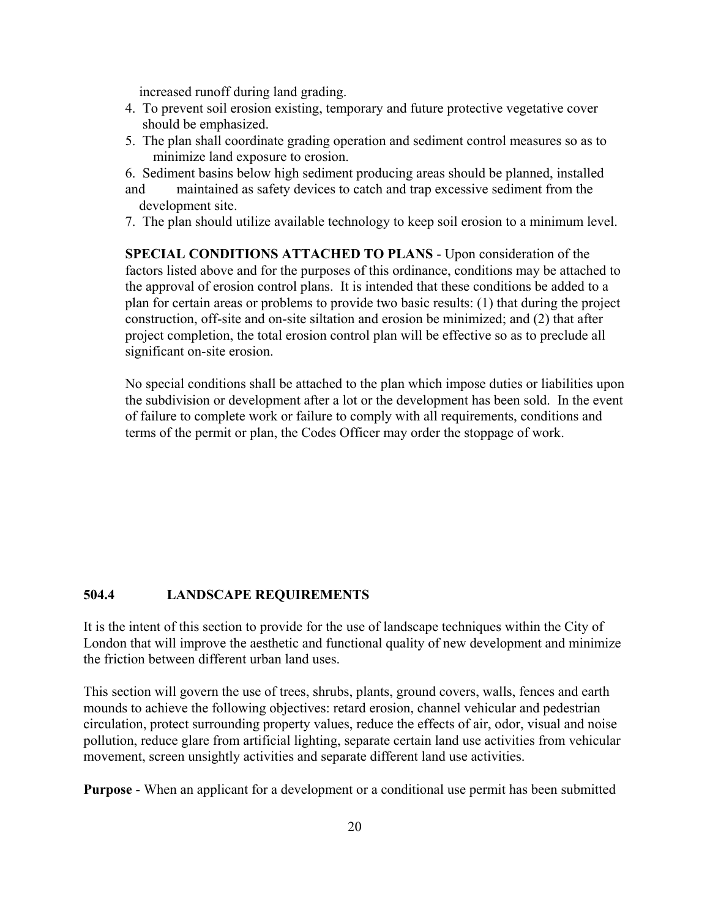increased runoff during land grading.

4. To prevent soil erosion existing, temporary and future protective vegetative cover should be emphasized.
5. The plan shall coordinate grading operation and sediment control measures so as to minimize land exposure to erosion.
6. Sediment basins below high sediment producing areas should be planned, installed and maintained as safety devices to catch and trap excessive sediment from the development site.
7. The plan should utilize available technology to keep soil erosion to a minimum level.

**SPECIAL CONDITIONS ATTACHED TO PLANS** - Upon consideration of the factors listed above and for the purposes of this ordinance, conditions may be attached to the approval of erosion control plans. It is intended that these conditions be added to a plan for certain areas or problems to provide two basic results: (1) that during the project construction, off-site and on-site siltation and erosion be minimized; and (2) that after project completion, the total erosion control plan will be effective so as to preclude all significant on-site erosion.

No special conditions shall be attached to the plan which impose duties or liabilities upon the subdivision or development after a lot or the development has been sold. In the event of failure to complete work or failure to comply with all requirements, conditions and terms of the permit or plan, the Codes Officer may order the stoppage of work.

## 504.4 LANDSCAPE REQUIREMENTS

It is the intent of this section to provide for the use of landscape techniques within the City of London that will improve the aesthetic and functional quality of new development and minimize the friction between different urban land uses.

This section will govern the use of trees, shrubs, plants, ground covers, walls, fences and earth mounds to achieve the following objectives: retard erosion, channel vehicular and pedestrian circulation, protect surrounding property values, reduce the effects of air, odor, visual and noise pollution, reduce glare from artificial lighting, separate certain land use activities from vehicular movement, screen unsightly activities and separate different land use activities.

**Purpose** - When an applicant for a development or a conditional use permit has been submitted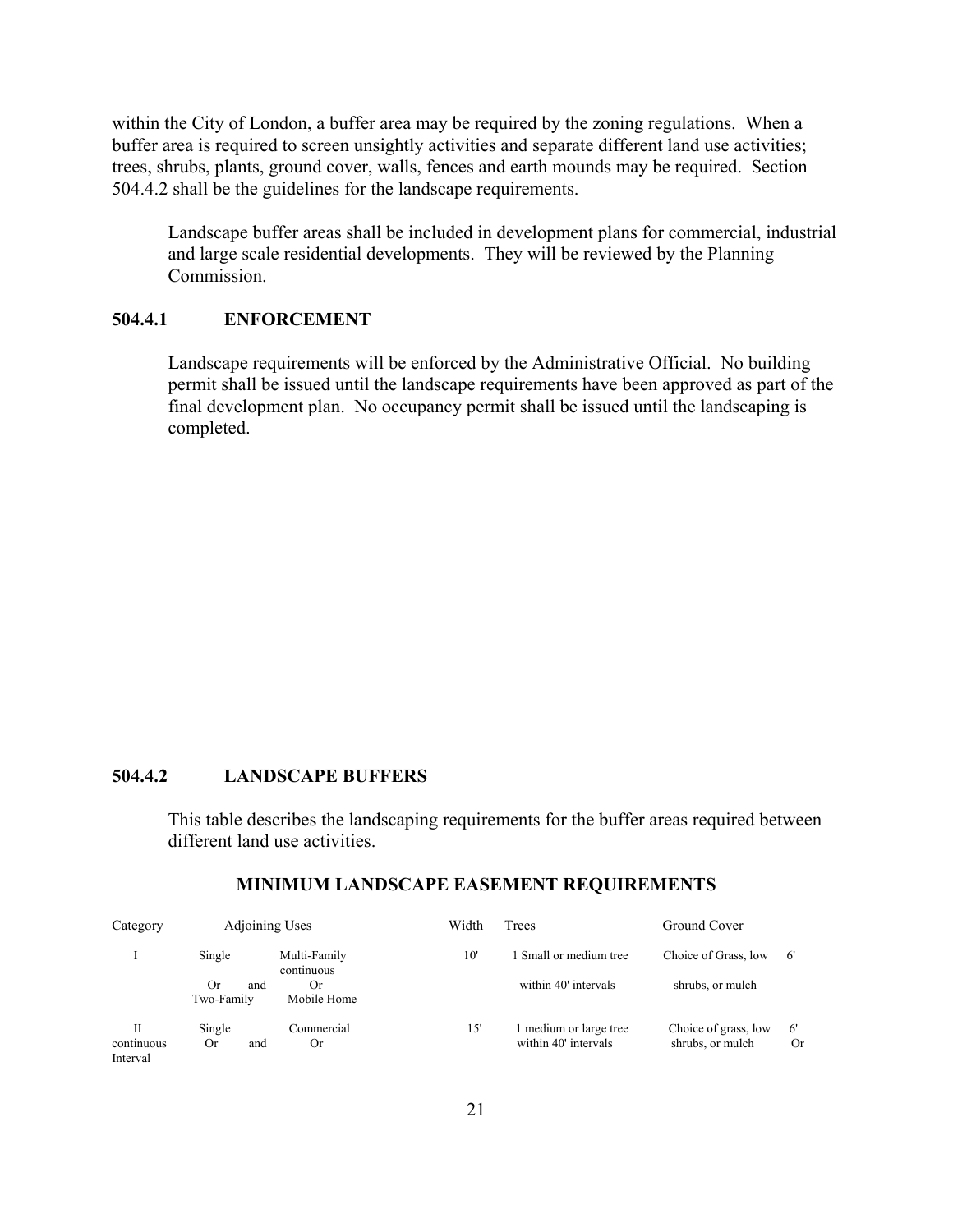within the City of London, a buffer area may be required by the zoning regulations. When a buffer area is required to screen unsightly activities and separate different land use activities; trees, shrubs, plants, ground cover, walls, fences and earth mounds may be required. Section 504.4.2 shall be the guidelines for the landscape requirements.

Landscape buffer areas shall be included in development plans for commercial, industrial and large scale residential developments. They will be reviewed by the Planning Commission.

### 504.4.1 ENFORCEMENT

Landscape requirements will be enforced by the Administrative Official. No building permit shall be issued until the landscape requirements have been approved as part of the final development plan. No occupancy permit shall be issued until the landscaping is completed.

### 504.4.2 LANDSCAPE BUFFERS

This table describes the landscaping requirements for the buffer areas required between different land use activities.

**MINIMUM LANDSCAPE EASEMENT REQUIREMENTS**

| Category | Adjoining Uses | | Width | Trees | Ground Cover | |
|---|---|---|---|---|---|---|
| I | Single Or Two-Family | and | Multi-Family continuous Or Mobile Home | 10' | 1 Small or medium tree within 40' intervals | Choice of Grass, low shrubs, or mulch | 6' |
| II continuous Interval | Single Or | and | Commercial Or | 15' | 1 medium or large tree within 40' intervals | Choice of grass, low shrubs, or mulch | 6' Or |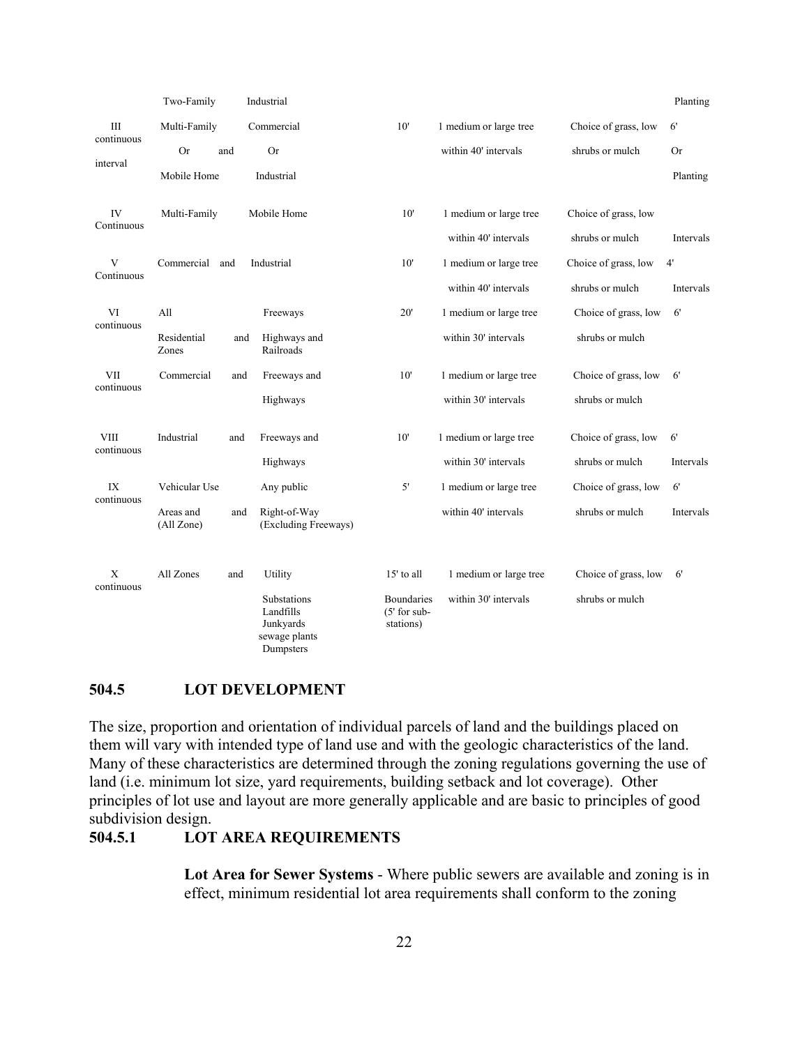| | | | | | | |
|---|---|---|---|---|---|---|
| | Two-Family | Industrial | | | | Planting |
| III continuous interval | Multi-Family Or Mobile Home | and | Commercial Or Industrial | 10' | 1 medium or large tree within 40' intervals | Choice of grass, low shrubs or mulch | 6' Or Planting |
| IV Continuous | Multi-Family | Mobile Home | 10' | 1 medium or large tree within 40' intervals | Choice of grass, low shrubs or mulch | Intervals |
| V Continuous | Commercial and | Industrial | 10' | 1 medium or large tree within 40' intervals | Choice of grass, low shrubs or mulch | 4' Intervals |
| VI continuous | All Residential and Zones | Freeways Highways and Railroads | 20' | 1 medium or large tree within 30' intervals | Choice of grass, low shrubs or mulch | 6' |
| VII continuous | Commercial and | Freeways and Highways | 10' | 1 medium or large tree within 30' intervals | Choice of grass, low shrubs or mulch | 6' |
| VIII continuous | Industrial and | Freeways and Highways | 10' | 1 medium or large tree within 30' intervals | Choice of grass, low shrubs or mulch | 6' Intervals |
| IX continuous | Vehicular Use Areas and and (All Zone) | Any public Right-of-Way (Excluding Freeways) | 5' | 1 medium or large tree within 40' intervals | Choice of grass, low shrubs or mulch | 6' Intervals |
| X continuous | All Zones and | Utility Substations Landfills Junkyards sewage plants Dumpsters | 15' to all Boundaries (5' for sub-stations) | 1 medium or large tree within 30' intervals | Choice of grass, low shrubs or mulch | 6' |

## 504.5 LOT DEVELOPMENT

The size, proportion and orientation of individual parcels of land and the buildings placed on them will vary with intended type of land use and with the geologic characteristics of the land. Many of these characteristics are determined through the zoning regulations governing the use of land (i.e. minimum lot size, yard requirements, building setback and lot coverage). Other principles of lot use and layout are more generally applicable and are basic to principles of good subdivision design.

### 504.5.1 LOT AREA REQUIREMENTS

**Lot Area for Sewer Systems** - Where public sewers are available and zoning is in effect, minimum residential lot area requirements shall conform to the zoning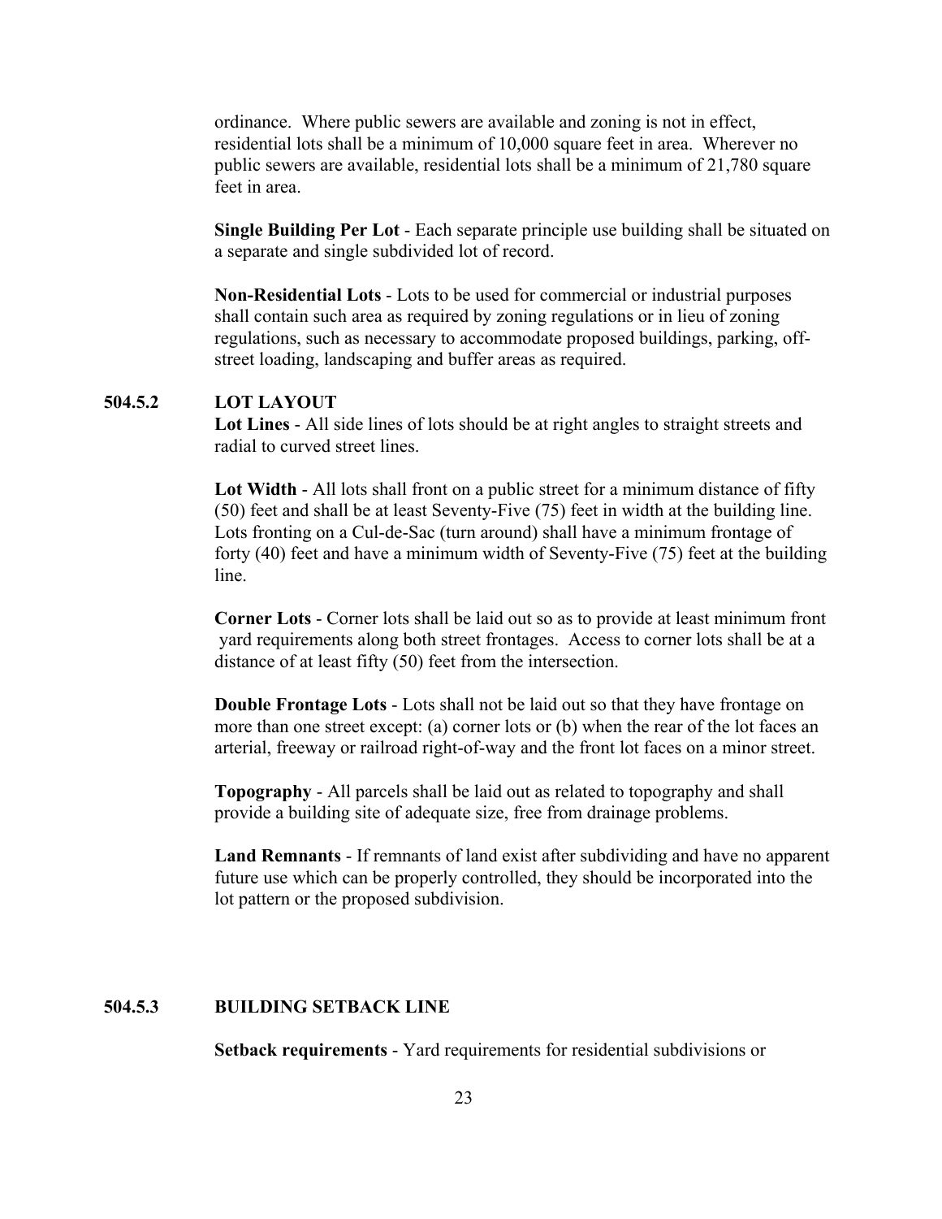ordinance. Where public sewers are available and zoning is not in effect, residential lots shall be a minimum of 10,000 square feet in area. Wherever no public sewers are available, residential lots shall be a minimum of 21,780 square feet in area.

**Single Building Per Lot** - Each separate principle use building shall be situated on a separate and single subdivided lot of record.

**Non-Residential Lots** - Lots to be used for commercial or industrial purposes shall contain such area as required by zoning regulations or in lieu of zoning regulations, such as necessary to accommodate proposed buildings, parking, off-street loading, landscaping and buffer areas as required.

### 504.5.2 LOT LAYOUT

**Lot Lines** - All side lines of lots should be at right angles to straight streets and radial to curved street lines.

**Lot Width** - All lots shall front on a public street for a minimum distance of fifty (50) feet and shall be at least Seventy-Five (75) feet in width at the building line. Lots fronting on a Cul-de-Sac (turn around) shall have a minimum frontage of forty (40) feet and have a minimum width of Seventy-Five (75) feet at the building line.

**Corner Lots** - Corner lots shall be laid out so as to provide at least minimum front yard requirements along both street frontages. Access to corner lots shall be at a distance of at least fifty (50) feet from the intersection.

**Double Frontage Lots** - Lots shall not be laid out so that they have frontage on more than one street except: (a) corner lots or (b) when the rear of the lot faces an arterial, freeway or railroad right-of-way and the front lot faces on a minor street.

**Topography** - All parcels shall be laid out as related to topography and shall provide a building site of adequate size, free from drainage problems.

**Land Remnants** - If remnants of land exist after subdividing and have no apparent future use which can be properly controlled, they should be incorporated into the lot pattern or the proposed subdivision.

### 504.5.3 BUILDING SETBACK LINE

**Setback requirements** - Yard requirements for residential subdivisions or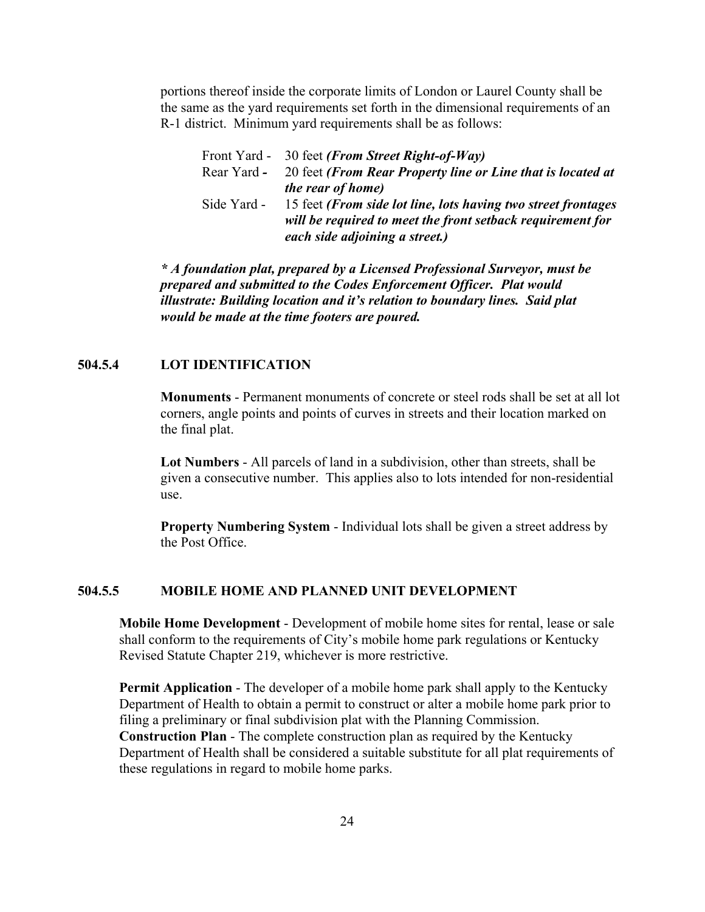portions thereof inside the corporate limits of London or Laurel County shall be the same as the yard requirements set forth in the dimensional requirements of an R-1 district. Minimum yard requirements shall be as follows:

Front Yard - 30 feet ***(From Street Right-of-Way)***
Rear Yard **-** 20 feet ***(From Rear Property line or Line that is located at the rear of home)***
Side Yard - 15 feet ***(From side lot line, lots having two street frontages will be required to meet the front setback requirement for each side adjoining a street.)***

***\* A foundation plat, prepared by a Licensed Professional Surveyor, must be prepared and submitted to the Codes Enforcement Officer. Plat would illustrate: Building location and it's relation to boundary lines. Said plat would be made at the time footers are poured.***

### 504.5.4 LOT IDENTIFICATION

**Monuments** - Permanent monuments of concrete or steel rods shall be set at all lot corners, angle points and points of curves in streets and their location marked on the final plat.

**Lot Numbers** - All parcels of land in a subdivision, other than streets, shall be given a consecutive number. This applies also to lots intended for non-residential use.

**Property Numbering System** - Individual lots shall be given a street address by the Post Office.

### 504.5.5 MOBILE HOME AND PLANNED UNIT DEVELOPMENT

**Mobile Home Development** - Development of mobile home sites for rental, lease or sale shall conform to the requirements of City's mobile home park regulations or Kentucky Revised Statute Chapter 219, whichever is more restrictive.

**Permit Application** - The developer of a mobile home park shall apply to the Kentucky Department of Health to obtain a permit to construct or alter a mobile home park prior to filing a preliminary or final subdivision plat with the Planning Commission.
**Construction Plan** - The complete construction plan as required by the Kentucky Department of Health shall be considered a suitable substitute for all plat requirements of these regulations in regard to mobile home parks.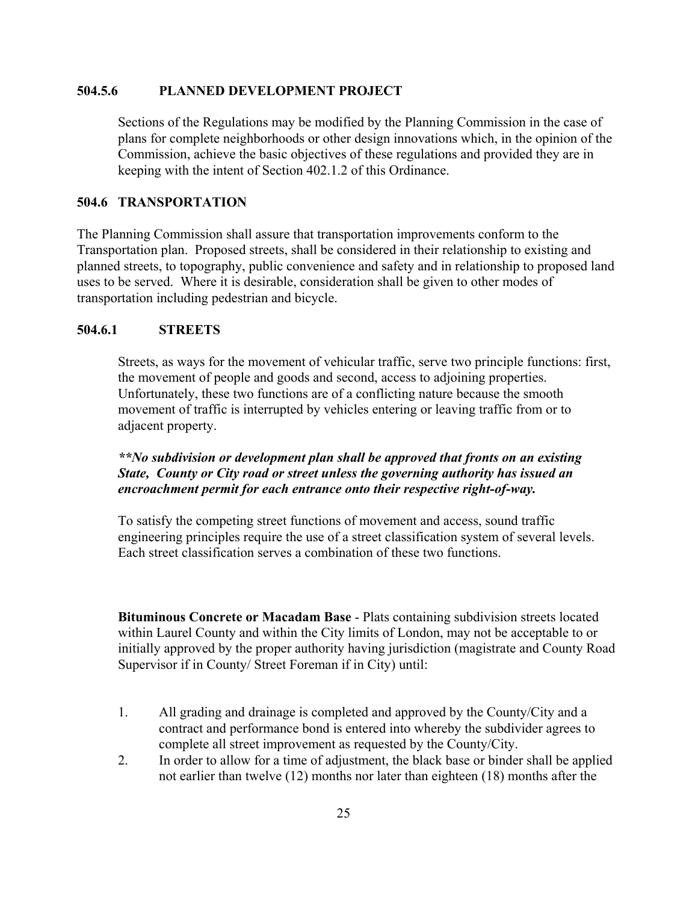### 504.5.6 PLANNED DEVELOPMENT PROJECT

Sections of the Regulations may be modified by the Planning Commission in the case of plans for complete neighborhoods or other design innovations which, in the opinion of the Commission, achieve the basic objectives of these regulations and provided they are in keeping with the intent of Section 402.1.2 of this Ordinance.

## 504.6 TRANSPORTATION

The Planning Commission shall assure that transportation improvements conform to the Transportation plan. Proposed streets, shall be considered in their relationship to existing and planned streets, to topography, public convenience and safety and in relationship to proposed land uses to be served. Where it is desirable, consideration shall be given to other modes of transportation including pedestrian and bicycle.

### 504.6.1 STREETS

Streets, as ways for the movement of vehicular traffic, serve two principle functions: first, the movement of people and goods and second, access to adjoining properties. Unfortunately, these two functions are of a conflicting nature because the smooth movement of traffic is interrupted by vehicles entering or leaving traffic from or to adjacent property.

***\*\*No subdivision or development plan shall be approved that fronts on an existing State, County or City road or street unless the governing authority has issued an encroachment permit for each entrance onto their respective right-of-way.***

To satisfy the competing street functions of movement and access, sound traffic engineering principles require the use of a street classification system of several levels. Each street classification serves a combination of these two functions.

**Bituminous Concrete or Macadam Base** - Plats containing subdivision streets located within Laurel County and within the City limits of London, may not be acceptable to or initially approved by the proper authority having jurisdiction (magistrate and County Road Supervisor if in County/ Street Foreman if in City) until:

1. All grading and drainage is completed and approved by the County/City and a contract and performance bond is entered into whereby the subdivider agrees to complete all street improvement as requested by the County/City.
2. In order to allow for a time of adjustment, the black base or binder shall be applied not earlier than twelve (12) months nor later than eighteen (18) months after the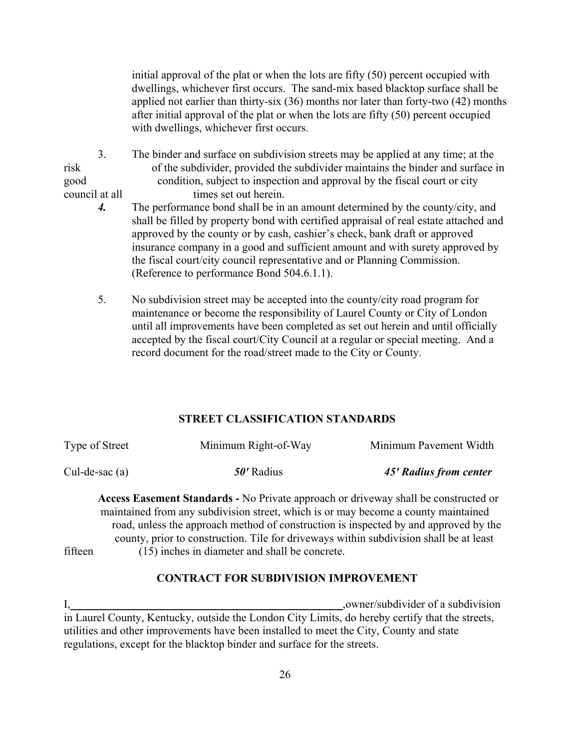initial approval of the plat or when the lots are fifty (50) percent occupied with dwellings, whichever first occurs. The sand-mix based blacktop surface shall be applied not earlier than thirty-six (36) months nor later than forty-two (42) months after initial approval of the plat or when the lots are fifty (50) percent occupied with dwellings, whichever first occurs.

3. The binder and surface on subdivision streets may be applied at any time; at the risk of the subdivider, provided the subdivider maintains the binder and surface in good condition, subject to inspection and approval by the fiscal court or city council at all times set out herein.

***4.*** The performance bond shall be in an amount determined by the county/city, and shall be filled by property bond with certified appraisal of real estate attached and approved by the county or by cash, cashier's check, bank draft or approved insurance company in a good and sufficient amount and with surety approved by the fiscal court/city council representative and or Planning Commission. (Reference to performance Bond 504.6.1.1).

5. No subdivision street may be accepted into the county/city road program for maintenance or become the responsibility of Laurel County or City of London until all improvements have been completed as set out herein and until officially accepted by the fiscal court/City Council at a regular or special meeting. And a record document for the road/street made to the City or County.

**STREET CLASSIFICATION STANDARDS**

| Type of Street | Minimum Right-of-Way | Minimum Pavement Width |
|---|---|---|
| Cul-de-sac (a) | ***50'*** Radius | ***45' Radius from center*** |

**Access Easement Standards -** No Private approach or driveway shall be constructed or maintained from any subdivision street, which is or may become a county maintained road, unless the approach method of construction is inspected by and approved by the county, prior to construction. Tile for driveways within subdivision shall be at least fifteen (15) inches in diameter and shall be concrete.

**CONTRACT FOR SUBDIVISION IMPROVEMENT**

I,\_\_\_\_\_\_\_\_\_\_\_\_\_\_\_\_\_\_\_\_\_\_\_\_\_\_\_\_\_\_\_\_\_\_\_\_\_\_\_\_\_\_\_\_,owner/subdivider of a subdivision in Laurel County, Kentucky, outside the London City Limits, do hereby certify that the streets, utilities and other improvements have been installed to meet the City, County and state regulations, except for the blacktop binder and surface for the streets.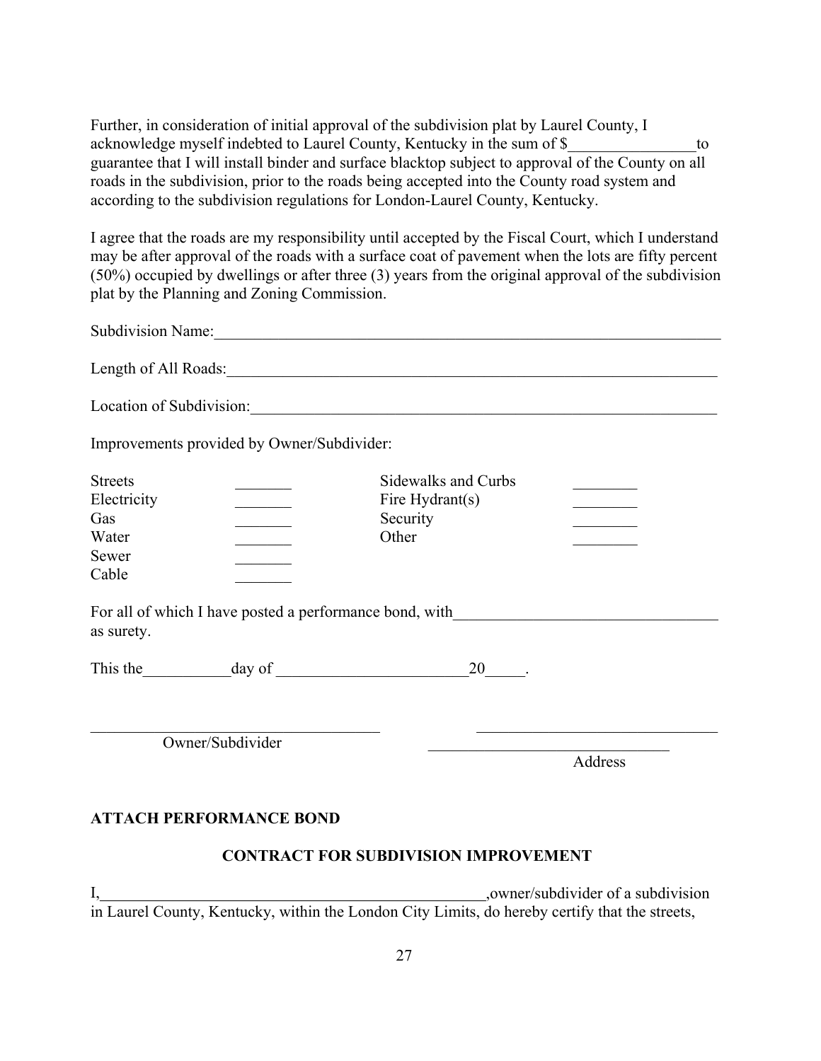Further, in consideration of initial approval of the subdivision plat by Laurel County, I acknowledge myself indebted to Laurel County, Kentucky in the sum of $________________to guarantee that I will install binder and surface blacktop subject to approval of the County on all roads in the subdivision, prior to the roads being accepted into the County road system and according to the subdivision regulations for London-Laurel County, Kentucky.

I agree that the roads are my responsibility until accepted by the Fiscal Court, which I understand may be after approval of the roads with a surface coat of pavement when the lots are fifty percent (50%) occupied by dwellings or after three (3) years from the original approval of the subdivision plat by the Planning and Zoning Commission.

Subdivision Name:____________________________________________________________________

Length of All Roads:__________________________________________________________________

Location of Subdivision:_______________________________________________________________

Improvements provided by Owner/Subdivider:

| | | | |
|---|---|---|---|
| Streets | _______ | Sidewalks and Curbs | ________ |
| Electricity | _______ | Fire Hydrant(s) | ________ |
| Gas | _______ | Security | ________ |
| Water | _______ | Other | ________ |
| Sewer | _______ | | |
| Cable | _______ | | |

For all of which I have posted a performance bond, with_________________________________ as surety.

This the___________day of ________________________20_____.

____________________________________ ______________________________

Owner/Subdivider ______________________________

Address

**ATTACH PERFORMANCE BOND**

**CONTRACT FOR SUBDIVISION IMPROVEMENT**

I,___________________________________________________,owner/subdivider of a subdivision in Laurel County, Kentucky, within the London City Limits, do hereby certify that the streets,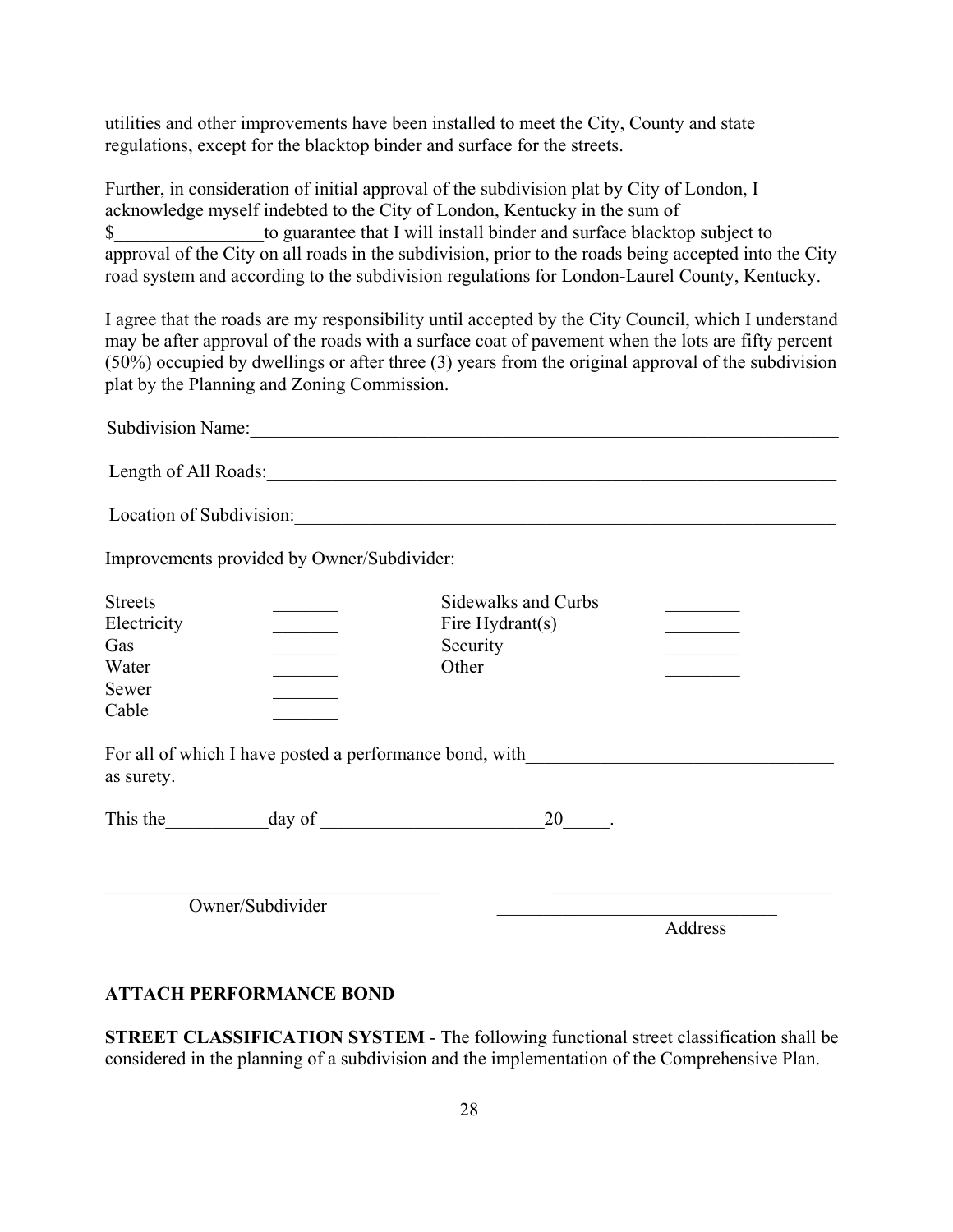utilities and other improvements have been installed to meet the City, County and state regulations, except for the blacktop binder and surface for the streets.

Further, in consideration of initial approval of the subdivision plat by City of London, I acknowledge myself indebted to the City of London, Kentucky in the sum of $________________to guarantee that I will install binder and surface blacktop subject to approval of the City on all roads in the subdivision, prior to the roads being accepted into the City road system and according to the subdivision regulations for London-Laurel County, Kentucky.

I agree that the roads are my responsibility until accepted by the City Council, which I understand may be after approval of the roads with a surface coat of pavement when the lots are fifty percent (50%) occupied by dwellings or after three (3) years from the original approval of the subdivision plat by the Planning and Zoning Commission.

Subdivision Name:_________________________________________________________________

Length of All Roads:_______________________________________________________________

Location of Subdivision:____________________________________________________________

Improvements provided by Owner/Subdivider:

| | | | |
|---|---|---|---|
| Streets | _______ | Sidewalks and Curbs | ________ |
| Electricity | _______ | Fire Hydrant(s) | ________ |
| Gas | _______ | Security | ________ |
| Water | _______ | Other | ________ |
| Sewer | _______ | | |
| Cable | _______ | | |

For all of which I have posted a performance bond, with_________________________________ as surety.

This the___________day of ________________________20_____.

____________________________________ ______________________________

Owner/Subdivider ______________________________

Address

**ATTACH PERFORMANCE BOND**

**STREET CLASSIFICATION SYSTEM** - The following functional street classification shall be considered in the planning of a subdivision and the implementation of the Comprehensive Plan.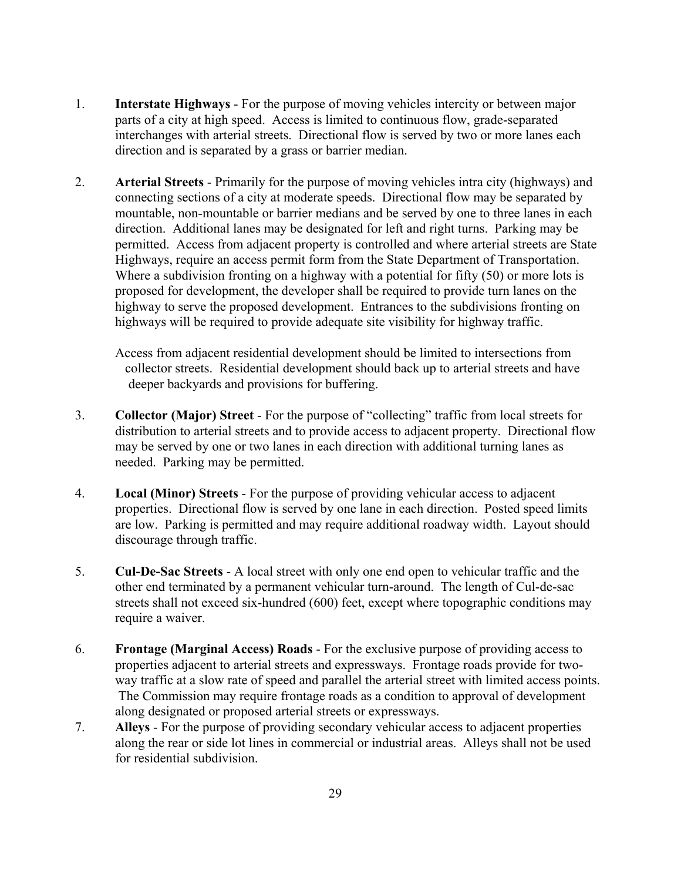1. **Interstate Highways** - For the purpose of moving vehicles intercity or between major parts of a city at high speed. Access is limited to continuous flow, grade-separated interchanges with arterial streets. Directional flow is served by two or more lanes each direction and is separated by a grass or barrier median.

2. **Arterial Streets** - Primarily for the purpose of moving vehicles intra city (highways) and connecting sections of a city at moderate speeds. Directional flow may be separated by mountable, non-mountable or barrier medians and be served by one to three lanes in each direction. Additional lanes may be designated for left and right turns. Parking may be permitted. Access from adjacent property is controlled and where arterial streets are State Highways, require an access permit form from the State Department of Transportation. Where a subdivision fronting on a highway with a potential for fifty (50) or more lots is proposed for development, the developer shall be required to provide turn lanes on the highway to serve the proposed development. Entrances to the subdivisions fronting on highways will be required to provide adequate site visibility for highway traffic.

   Access from adjacent residential development should be limited to intersections from collector streets. Residential development should back up to arterial streets and have deeper backyards and provisions for buffering.

3. **Collector (Major) Street** - For the purpose of "collecting" traffic from local streets for distribution to arterial streets and to provide access to adjacent property. Directional flow may be served by one or two lanes in each direction with additional turning lanes as needed. Parking may be permitted.

4. **Local (Minor) Streets** - For the purpose of providing vehicular access to adjacent properties. Directional flow is served by one lane in each direction. Posted speed limits are low. Parking is permitted and may require additional roadway width. Layout should discourage through traffic.

5. **Cul-De-Sac Streets** - A local street with only one end open to vehicular traffic and the other end terminated by a permanent vehicular turn-around. The length of Cul-de-sac streets shall not exceed six-hundred (600) feet, except where topographic conditions may require a waiver.

6. **Frontage (Marginal Access) Roads** - For the exclusive purpose of providing access to properties adjacent to arterial streets and expressways. Frontage roads provide for two-way traffic at a slow rate of speed and parallel the arterial street with limited access points. The Commission may require frontage roads as a condition to approval of development along designated or proposed arterial streets or expressways.

7. **Alleys** - For the purpose of providing secondary vehicular access to adjacent properties along the rear or side lot lines in commercial or industrial areas. Alleys shall not be used for residential subdivision.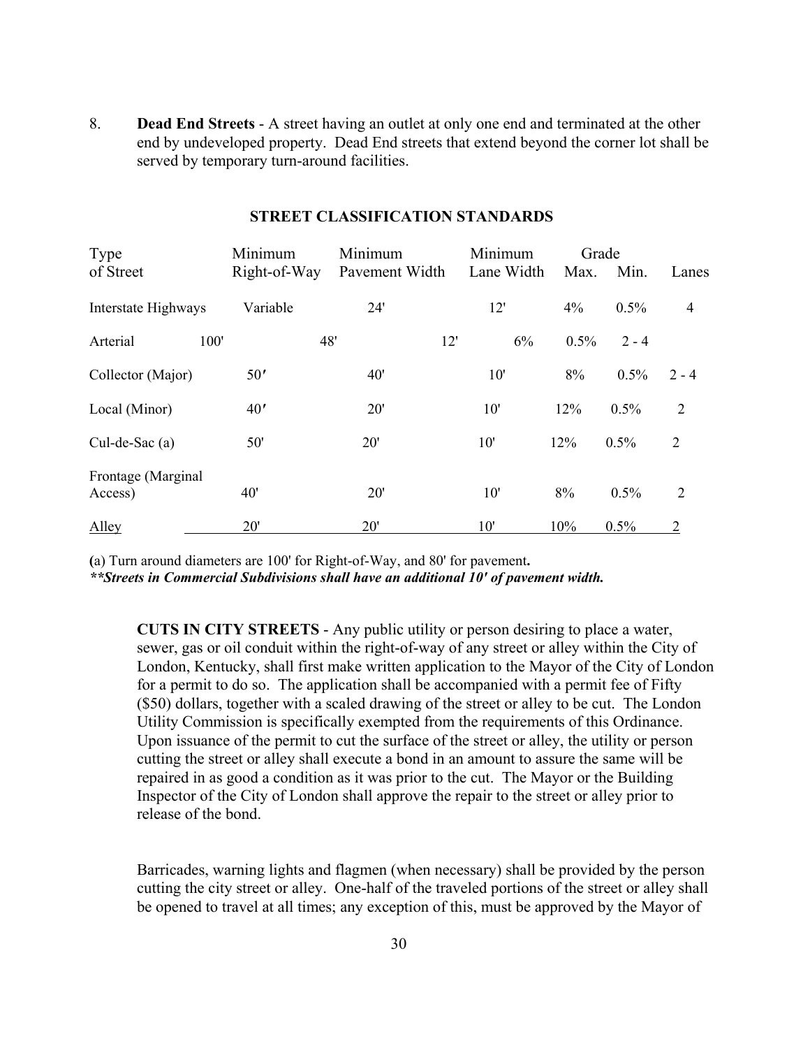8. **Dead End Streets** - A street having an outlet at only one end and terminated at the other end by undeveloped property. Dead End streets that extend beyond the corner lot shall be served by temporary turn-around facilities.

## STREET CLASSIFICATION STANDARDS

| Type of Street | Minimum Right-of-Way | Minimum Pavement Width | Minimum Lane Width | Grade Max. | Grade Min. | Lanes |
|---|---|---|---|---|---|---|
| Interstate Highways | Variable | 24' | 12' | 4% | 0.5% | 4 |
| Arterial | 100' | 48' | 12' | 6% | 0.5% | 2 - 4 |
| Collector (Major) | 50′ | 40' | 10' | 8% | 0.5% | 2 - 4 |
| Local (Minor) | 40′ | 20' | 10' | 12% | 0.5% | 2 |
| Cul-de-Sac (a) | 50' | 20' | 10' | 12% | 0.5% | 2 |
| Frontage (Marginal Access) | 40' | 20' | 10' | 8% | 0.5% | 2 |
| Alley | 20' | 20' | 10' | 10% | 0.5% | 2 |

(a) Turn around diameters are 100' for Right-of-Way, and 80' for pavement.
***\*\*Streets in Commercial Subdivisions shall have an additional 10' of pavement width.***

**CUTS IN CITY STREETS** - Any public utility or person desiring to place a water, sewer, gas or oil conduit within the right-of-way of any street or alley within the City of London, Kentucky, shall first make written application to the Mayor of the City of London for a permit to do so. The application shall be accompanied with a permit fee of Fifty ($50) dollars, together with a scaled drawing of the street or alley to be cut. The London Utility Commission is specifically exempted from the requirements of this Ordinance. Upon issuance of the permit to cut the surface of the street or alley, the utility or person cutting the street or alley shall execute a bond in an amount to assure the same will be repaired in as good a condition as it was prior to the cut. The Mayor or the Building Inspector of the City of London shall approve the repair to the street or alley prior to release of the bond.

Barricades, warning lights and flagmen (when necessary) shall be provided by the person cutting the city street or alley. One-half of the traveled portions of the street or alley shall be opened to travel at all times; any exception of this, must be approved by the Mayor of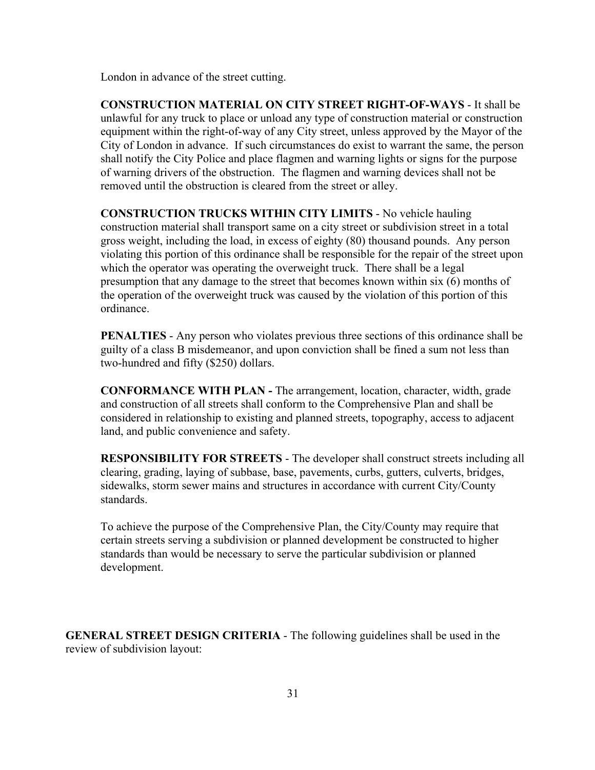London in advance of the street cutting.

**CONSTRUCTION MATERIAL ON CITY STREET RIGHT-OF-WAYS** - It shall be unlawful for any truck to place or unload any type of construction material or construction equipment within the right-of-way of any City street, unless approved by the Mayor of the City of London in advance. If such circumstances do exist to warrant the same, the person shall notify the City Police and place flagmen and warning lights or signs for the purpose of warning drivers of the obstruction. The flagmen and warning devices shall not be removed until the obstruction is cleared from the street or alley.

**CONSTRUCTION TRUCKS WITHIN CITY LIMITS** - No vehicle hauling construction material shall transport same on a city street or subdivision street in a total gross weight, including the load, in excess of eighty (80) thousand pounds. Any person violating this portion of this ordinance shall be responsible for the repair of the street upon which the operator was operating the overweight truck. There shall be a legal presumption that any damage to the street that becomes known within six (6) months of the operation of the overweight truck was caused by the violation of this portion of this ordinance.

**PENALTIES** - Any person who violates previous three sections of this ordinance shall be guilty of a class B misdemeanor, and upon conviction shall be fined a sum not less than two-hundred and fifty ($250) dollars.

**CONFORMANCE WITH PLAN -** The arrangement, location, character, width, grade and construction of all streets shall conform to the Comprehensive Plan and shall be considered in relationship to existing and planned streets, topography, access to adjacent land, and public convenience and safety.

**RESPONSIBILITY FOR STREETS** - The developer shall construct streets including all clearing, grading, laying of subbase, base, pavements, curbs, gutters, culverts, bridges, sidewalks, storm sewer mains and structures in accordance with current City/County standards.

To achieve the purpose of the Comprehensive Plan, the City/County may require that certain streets serving a subdivision or planned development be constructed to higher standards than would be necessary to serve the particular subdivision or planned development.

**GENERAL STREET DESIGN CRITERIA** - The following guidelines shall be used in the review of subdivision layout: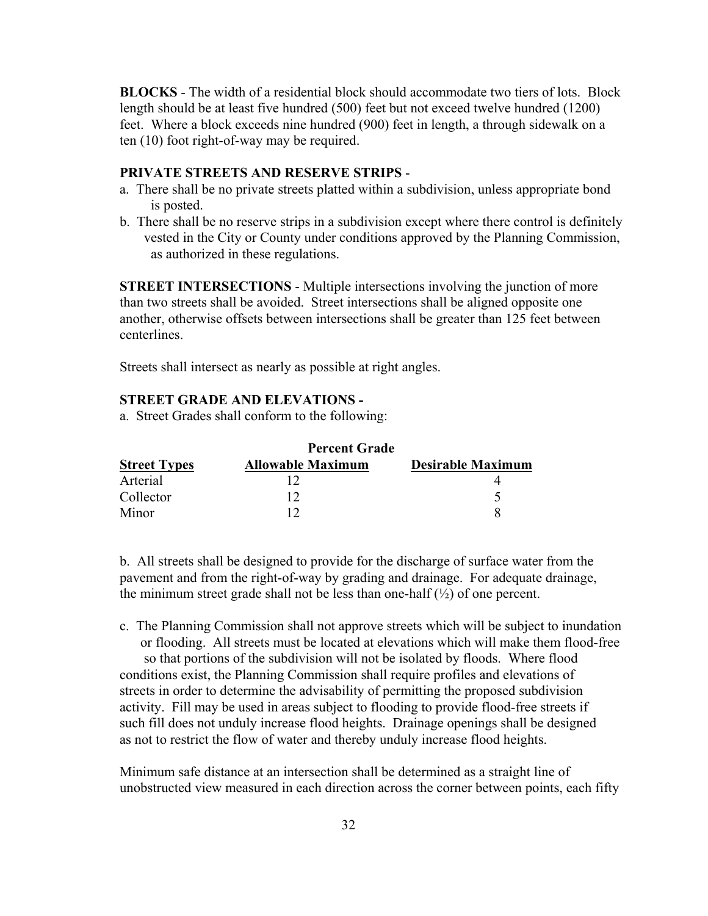**BLOCKS** - The width of a residential block should accommodate two tiers of lots. Block length should be at least five hundred (500) feet but not exceed twelve hundred (1200) feet. Where a block exceeds nine hundred (900) feet in length, a through sidewalk on a ten (10) foot right-of-way may be required.

**PRIVATE STREETS AND RESERVE STRIPS** -

a. There shall be no private streets platted within a subdivision, unless appropriate bond is posted.

b. There shall be no reserve strips in a subdivision except where there control is definitely vested in the City or County under conditions approved by the Planning Commission, as authorized in these regulations.

**STREET INTERSECTIONS** - Multiple intersections involving the junction of more than two streets shall be avoided. Street intersections shall be aligned opposite one another, otherwise offsets between intersections shall be greater than 125 feet between centerlines.

Streets shall intersect as nearly as possible at right angles.

**STREET GRADE AND ELEVATIONS -**

a. Street Grades shall conform to the following:

| | Percent Grade | |
|---|---|---|
| **Street Types** | **Allowable Maximum** | **Desirable Maximum** |
| Arterial | 12 | 4 |
| Collector | 12 | 5 |
| Minor | 12 | 8 |

b. All streets shall be designed to provide for the discharge of surface water from the pavement and from the right-of-way by grading and drainage. For adequate drainage, the minimum street grade shall not be less than one-half (½) of one percent.

c. The Planning Commission shall not approve streets which will be subject to inundation or flooding. All streets must be located at elevations which will make them flood-free so that portions of the subdivision will not be isolated by floods. Where flood conditions exist, the Planning Commission shall require profiles and elevations of streets in order to determine the advisability of permitting the proposed subdivision activity. Fill may be used in areas subject to flooding to provide flood-free streets if such fill does not unduly increase flood heights. Drainage openings shall be designed as not to restrict the flow of water and thereby unduly increase flood heights.

Minimum safe distance at an intersection shall be determined as a straight line of unobstructed view measured in each direction across the corner between points, each fifty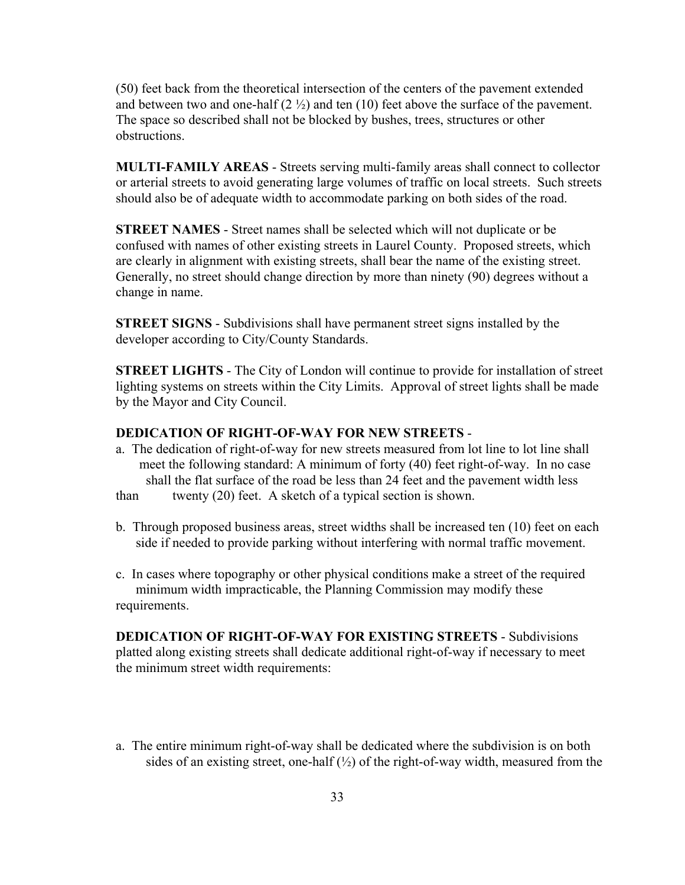(50) feet back from the theoretical intersection of the centers of the pavement extended and between two and one-half (2 ½) and ten (10) feet above the surface of the pavement. The space so described shall not be blocked by bushes, trees, structures or other obstructions.

**MULTI-FAMILY AREAS** - Streets serving multi-family areas shall connect to collector or arterial streets to avoid generating large volumes of traffic on local streets. Such streets should also be of adequate width to accommodate parking on both sides of the road.

**STREET NAMES** - Street names shall be selected which will not duplicate or be confused with names of other existing streets in Laurel County. Proposed streets, which are clearly in alignment with existing streets, shall bear the name of the existing street. Generally, no street should change direction by more than ninety (90) degrees without a change in name.

**STREET SIGNS** - Subdivisions shall have permanent street signs installed by the developer according to City/County Standards.

**STREET LIGHTS** - The City of London will continue to provide for installation of street lighting systems on streets within the City Limits. Approval of street lights shall be made by the Mayor and City Council.

**DEDICATION OF RIGHT-OF-WAY FOR NEW STREETS** -

a. The dedication of right-of-way for new streets measured from lot line to lot line shall meet the following standard: A minimum of forty (40) feet right-of-way. In no case shall the flat surface of the road be less than 24 feet and the pavement width less than twenty (20) feet. A sketch of a typical section is shown.

b. Through proposed business areas, street widths shall be increased ten (10) feet on each side if needed to provide parking without interfering with normal traffic movement.

c. In cases where topography or other physical conditions make a street of the required minimum width impracticable, the Planning Commission may modify these requirements.

**DEDICATION OF RIGHT-OF-WAY FOR EXISTING STREETS** - Subdivisions platted along existing streets shall dedicate additional right-of-way if necessary to meet the minimum street width requirements:

a. The entire minimum right-of-way shall be dedicated where the subdivision is on both sides of an existing street, one-half (½) of the right-of-way width, measured from the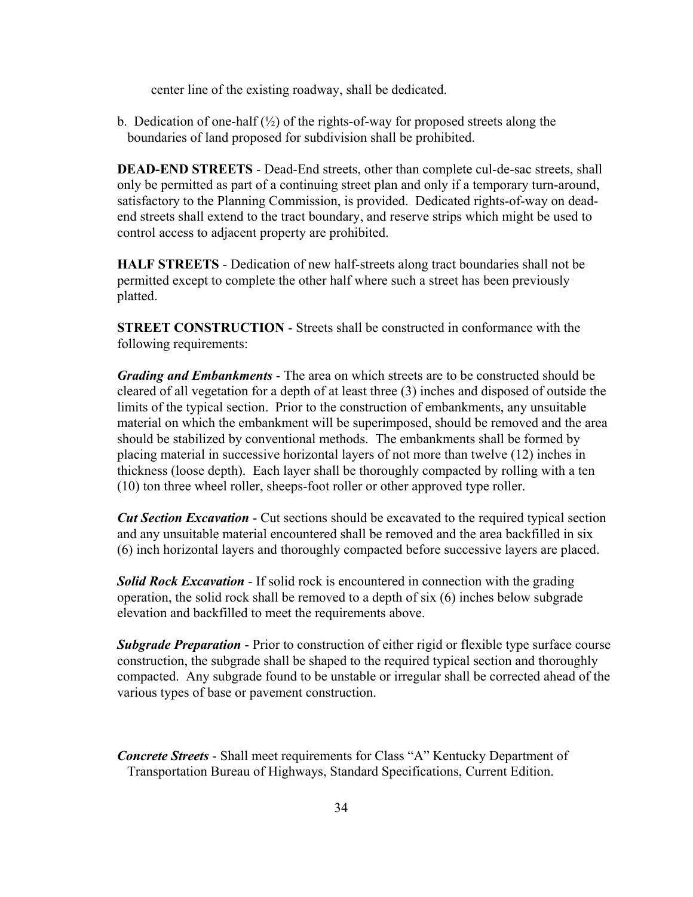center line of the existing roadway, shall be dedicated.

b. Dedication of one-half (½) of the rights-of-way for proposed streets along the boundaries of land proposed for subdivision shall be prohibited.

**DEAD-END STREETS** - Dead-End streets, other than complete cul-de-sac streets, shall only be permitted as part of a continuing street plan and only if a temporary turn-around, satisfactory to the Planning Commission, is provided. Dedicated rights-of-way on dead-end streets shall extend to the tract boundary, and reserve strips which might be used to control access to adjacent property are prohibited.

**HALF STREETS** - Dedication of new half-streets along tract boundaries shall not be permitted except to complete the other half where such a street has been previously platted.

**STREET CONSTRUCTION** - Streets shall be constructed in conformance with the following requirements:

***Grading and Embankments*** - The area on which streets are to be constructed should be cleared of all vegetation for a depth of at least three (3) inches and disposed of outside the limits of the typical section. Prior to the construction of embankments, any unsuitable material on which the embankment will be superimposed, should be removed and the area should be stabilized by conventional methods. The embankments shall be formed by placing material in successive horizontal layers of not more than twelve (12) inches in thickness (loose depth). Each layer shall be thoroughly compacted by rolling with a ten (10) ton three wheel roller, sheeps-foot roller or other approved type roller.

***Cut Section Excavation*** - Cut sections should be excavated to the required typical section and any unsuitable material encountered shall be removed and the area backfilled in six (6) inch horizontal layers and thoroughly compacted before successive layers are placed.

***Solid Rock Excavation*** - If solid rock is encountered in connection with the grading operation, the solid rock shall be removed to a depth of six (6) inches below subgrade elevation and backfilled to meet the requirements above.

***Subgrade Preparation*** - Prior to construction of either rigid or flexible type surface course construction, the subgrade shall be shaped to the required typical section and thoroughly compacted. Any subgrade found to be unstable or irregular shall be corrected ahead of the various types of base or pavement construction.

***Concrete Streets*** - Shall meet requirements for Class "A" Kentucky Department of Transportation Bureau of Highways, Standard Specifications, Current Edition.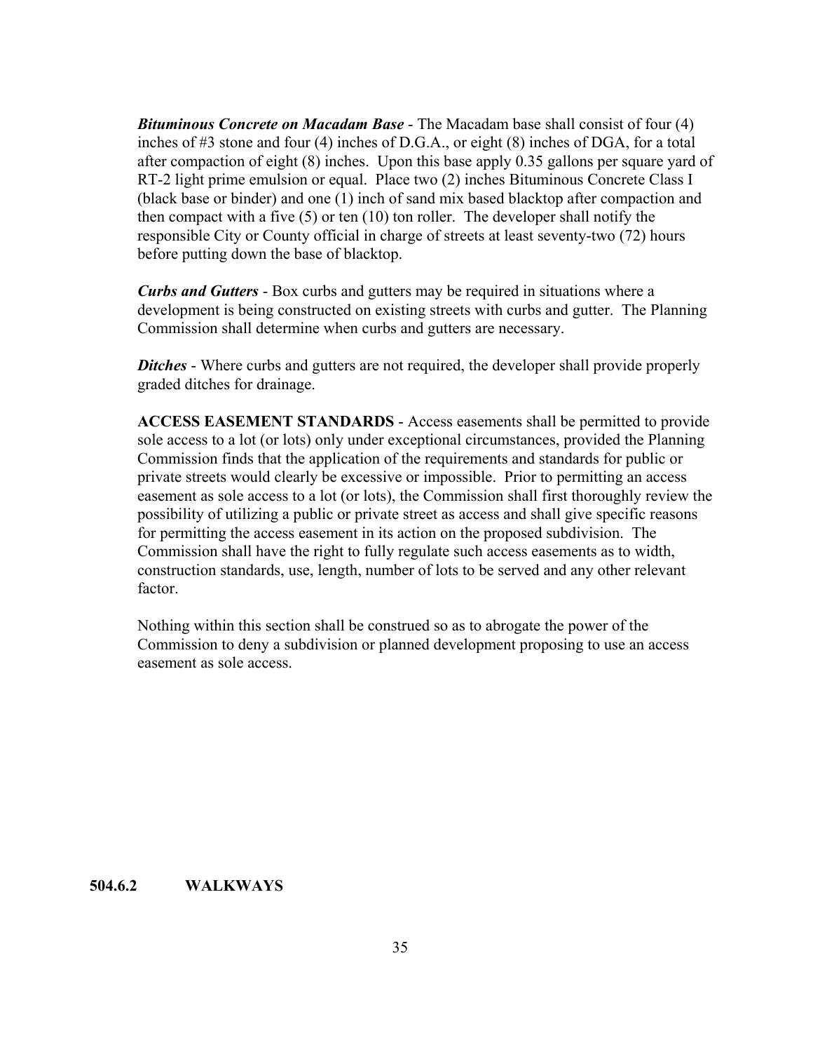***Bituminous Concrete on Macadam Base*** - The Macadam base shall consist of four (4) inches of #3 stone and four (4) inches of D.G.A., or eight (8) inches of DGA, for a total after compaction of eight (8) inches. Upon this base apply 0.35 gallons per square yard of RT-2 light prime emulsion or equal. Place two (2) inches Bituminous Concrete Class I (black base or binder) and one (1) inch of sand mix based blacktop after compaction and then compact with a five (5) or ten (10) ton roller. The developer shall notify the responsible City or County official in charge of streets at least seventy-two (72) hours before putting down the base of blacktop.

***Curbs and Gutters*** - Box curbs and gutters may be required in situations where a development is being constructed on existing streets with curbs and gutter. The Planning Commission shall determine when curbs and gutters are necessary.

***Ditches*** - Where curbs and gutters are not required, the developer shall provide properly graded ditches for drainage.

**ACCESS EASEMENT STANDARDS** - Access easements shall be permitted to provide sole access to a lot (or lots) only under exceptional circumstances, provided the Planning Commission finds that the application of the requirements and standards for public or private streets would clearly be excessive or impossible. Prior to permitting an access easement as sole access to a lot (or lots), the Commission shall first thoroughly review the possibility of utilizing a public or private street as access and shall give specific reasons for permitting the access easement in its action on the proposed subdivision. The Commission shall have the right to fully regulate such access easements as to width, construction standards, use, length, number of lots to be served and any other relevant factor.

Nothing within this section shall be construed so as to abrogate the power of the Commission to deny a subdivision or planned development proposing to use an access easement as sole access.

### 504.6.2 WALKWAYS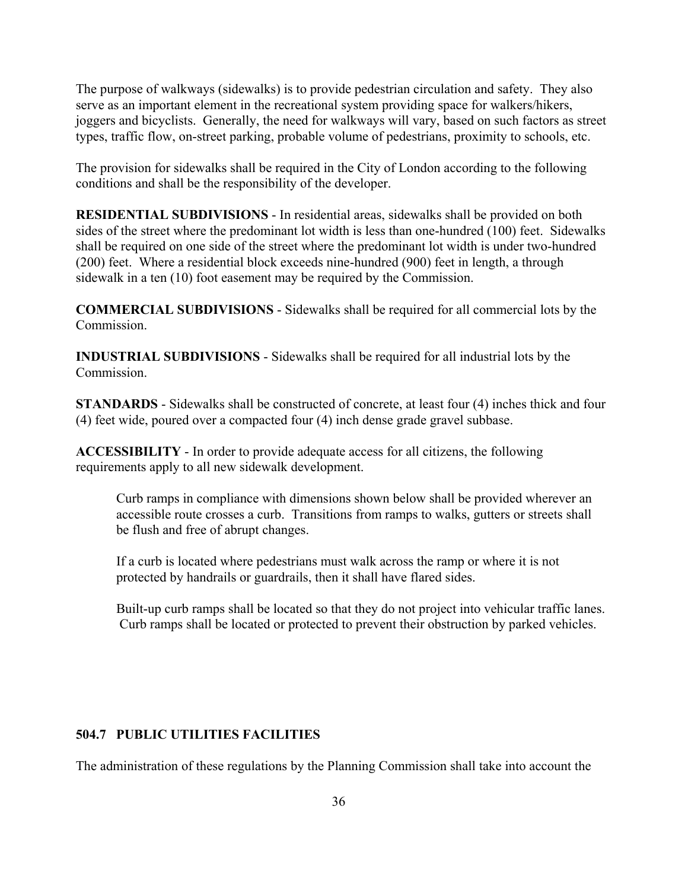The purpose of walkways (sidewalks) is to provide pedestrian circulation and safety. They also serve as an important element in the recreational system providing space for walkers/hikers, joggers and bicyclists. Generally, the need for walkways will vary, based on such factors as street types, traffic flow, on-street parking, probable volume of pedestrians, proximity to schools, etc.

The provision for sidewalks shall be required in the City of London according to the following conditions and shall be the responsibility of the developer.

**RESIDENTIAL SUBDIVISIONS** - In residential areas, sidewalks shall be provided on both sides of the street where the predominant lot width is less than one-hundred (100) feet. Sidewalks shall be required on one side of the street where the predominant lot width is under two-hundred (200) feet. Where a residential block exceeds nine-hundred (900) feet in length, a through sidewalk in a ten (10) foot easement may be required by the Commission.

**COMMERCIAL SUBDIVISIONS** - Sidewalks shall be required for all commercial lots by the Commission.

**INDUSTRIAL SUBDIVISIONS** - Sidewalks shall be required for all industrial lots by the Commission.

**STANDARDS** - Sidewalks shall be constructed of concrete, at least four (4) inches thick and four (4) feet wide, poured over a compacted four (4) inch dense grade gravel subbase.

**ACCESSIBILITY** - In order to provide adequate access for all citizens, the following requirements apply to all new sidewalk development.

> Curb ramps in compliance with dimensions shown below shall be provided wherever an accessible route crosses a curb. Transitions from ramps to walks, gutters or streets shall be flush and free of abrupt changes.
>
> If a curb is located where pedestrians must walk across the ramp or where it is not protected by handrails or guardrails, then it shall have flared sides.
>
> Built-up curb ramps shall be located so that they do not project into vehicular traffic lanes. Curb ramps shall be located or protected to prevent their obstruction by parked vehicles.

### 504.7 PUBLIC UTILITIES FACILITIES

The administration of these regulations by the Planning Commission shall take into account the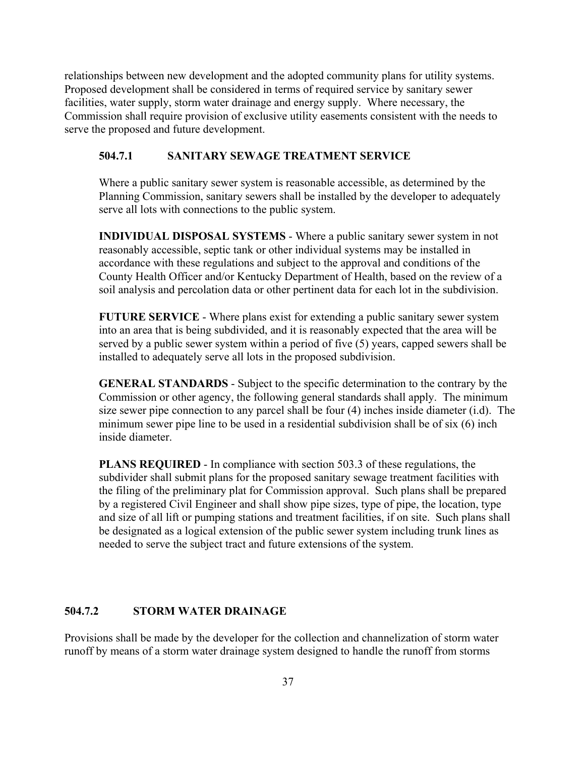relationships between new development and the adopted community plans for utility systems. Proposed development shall be considered in terms of required service by sanitary sewer facilities, water supply, storm water drainage and energy supply. Where necessary, the Commission shall require provision of exclusive utility easements consistent with the needs to serve the proposed and future development.

### 504.7.1 SANITARY SEWAGE TREATMENT SERVICE

Where a public sanitary sewer system is reasonable accessible, as determined by the Planning Commission, sanitary sewers shall be installed by the developer to adequately serve all lots with connections to the public system.

**INDIVIDUAL DISPOSAL SYSTEMS** - Where a public sanitary sewer system in not reasonably accessible, septic tank or other individual systems may be installed in accordance with these regulations and subject to the approval and conditions of the County Health Officer and/or Kentucky Department of Health, based on the review of a soil analysis and percolation data or other pertinent data for each lot in the subdivision.

**FUTURE SERVICE** - Where plans exist for extending a public sanitary sewer system into an area that is being subdivided, and it is reasonably expected that the area will be served by a public sewer system within a period of five (5) years, capped sewers shall be installed to adequately serve all lots in the proposed subdivision.

**GENERAL STANDARDS** - Subject to the specific determination to the contrary by the Commission or other agency, the following general standards shall apply. The minimum size sewer pipe connection to any parcel shall be four (4) inches inside diameter (i.d). The minimum sewer pipe line to be used in a residential subdivision shall be of six (6) inch inside diameter.

**PLANS REQUIRED** - In compliance with section 503.3 of these regulations, the subdivider shall submit plans for the proposed sanitary sewage treatment facilities with the filing of the preliminary plat for Commission approval. Such plans shall be prepared by a registered Civil Engineer and shall show pipe sizes, type of pipe, the location, type and size of all lift or pumping stations and treatment facilities, if on site. Such plans shall be designated as a logical extension of the public sewer system including trunk lines as needed to serve the subject tract and future extensions of the system.

### 504.7.2 STORM WATER DRAINAGE

Provisions shall be made by the developer for the collection and channelization of storm water runoff by means of a storm water drainage system designed to handle the runoff from storms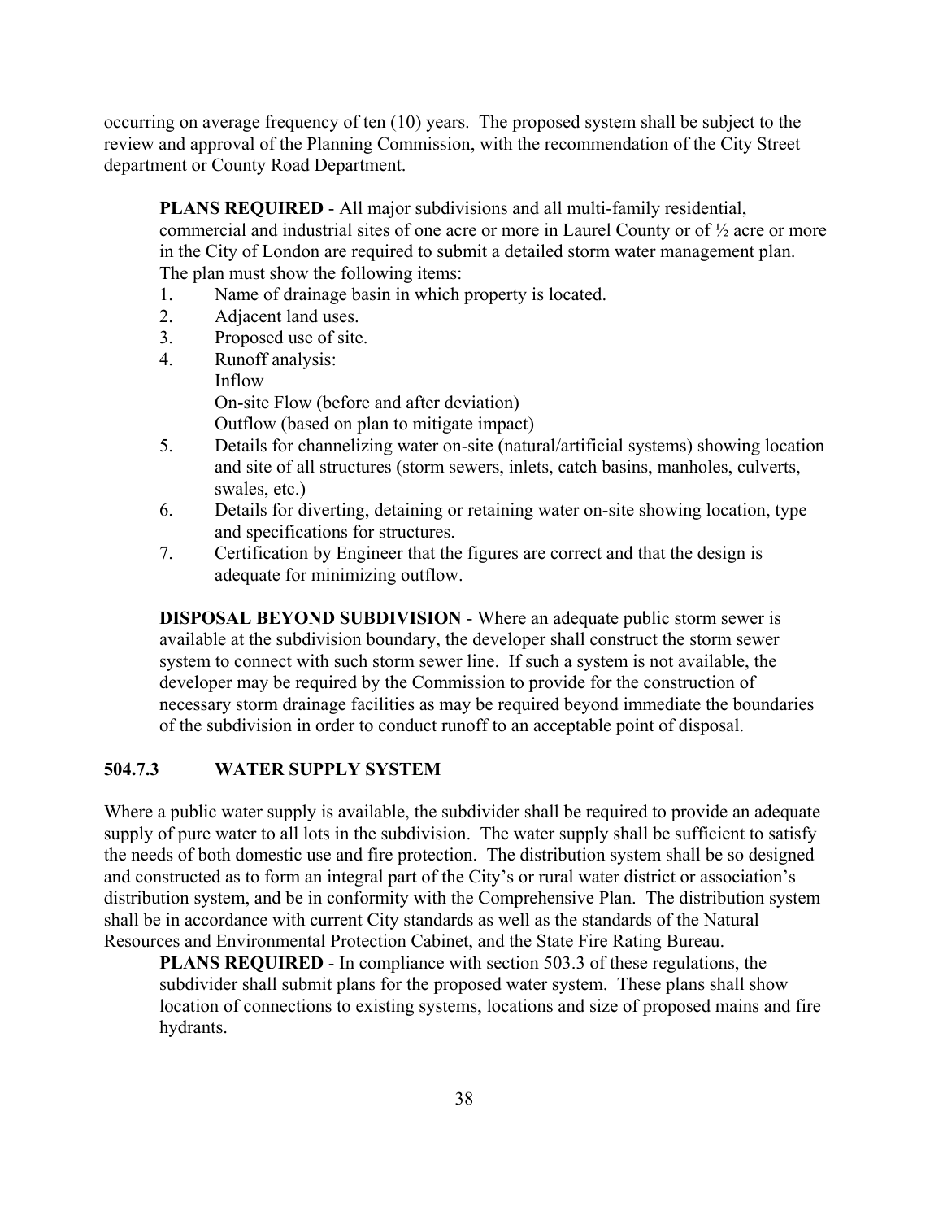occurring on average frequency of ten (10) years. The proposed system shall be subject to the review and approval of the Planning Commission, with the recommendation of the City Street department or County Road Department.

**PLANS REQUIRED** - All major subdivisions and all multi-family residential, commercial and industrial sites of one acre or more in Laurel County or of ½ acre or more in the City of London are required to submit a detailed storm water management plan. The plan must show the following items:

1. Name of drainage basin in which property is located.
2. Adjacent land uses.
3. Proposed use of site.
4. Runoff analysis:
   Inflow
   On-site Flow (before and after deviation)
   Outflow (based on plan to mitigate impact)
5. Details for channelizing water on-site (natural/artificial systems) showing location and site of all structures (storm sewers, inlets, catch basins, manholes, culverts, swales, etc.)
6. Details for diverting, detaining or retaining water on-site showing location, type and specifications for structures.
7. Certification by Engineer that the figures are correct and that the design is adequate for minimizing outflow.

**DISPOSAL BEYOND SUBDIVISION** - Where an adequate public storm sewer is available at the subdivision boundary, the developer shall construct the storm sewer system to connect with such storm sewer line. If such a system is not available, the developer may be required by the Commission to provide for the construction of necessary storm drainage facilities as may be required beyond immediate the boundaries of the subdivision in order to conduct runoff to an acceptable point of disposal.

### 504.7.3 WATER SUPPLY SYSTEM

Where a public water supply is available, the subdivider shall be required to provide an adequate supply of pure water to all lots in the subdivision. The water supply shall be sufficient to satisfy the needs of both domestic use and fire protection. The distribution system shall be so designed and constructed as to form an integral part of the City's or rural water district or association's distribution system, and be in conformity with the Comprehensive Plan. The distribution system shall be in accordance with current City standards as well as the standards of the Natural Resources and Environmental Protection Cabinet, and the State Fire Rating Bureau.

**PLANS REQUIRED** - In compliance with section 503.3 of these regulations, the subdivider shall submit plans for the proposed water system. These plans shall show location of connections to existing systems, locations and size of proposed mains and fire hydrants.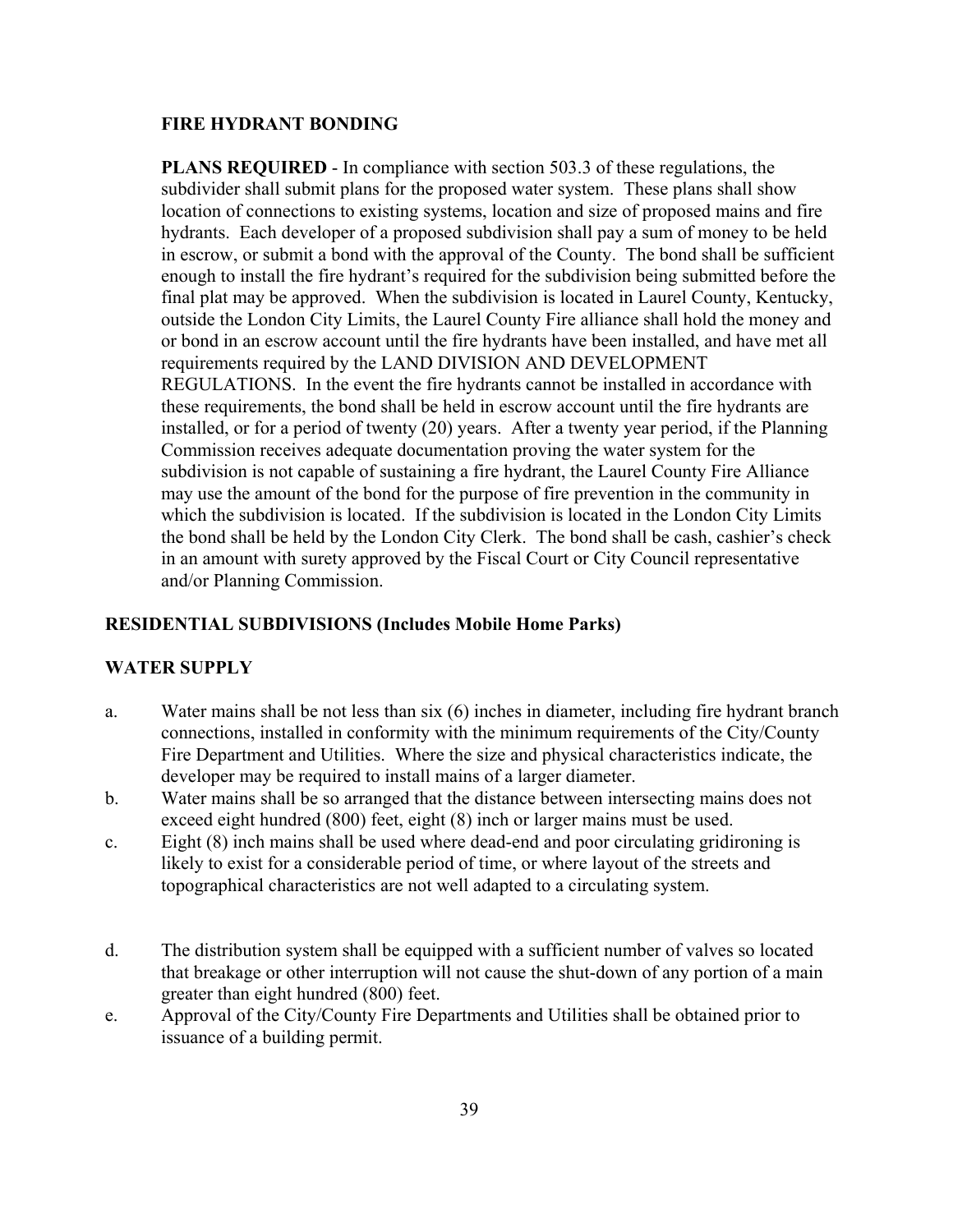## FIRE HYDRANT BONDING

**PLANS REQUIRED** - In compliance with section 503.3 of these regulations, the subdivider shall submit plans for the proposed water system. These plans shall show location of connections to existing systems, location and size of proposed mains and fire hydrants. Each developer of a proposed subdivision shall pay a sum of money to be held in escrow, or submit a bond with the approval of the County. The bond shall be sufficient enough to install the fire hydrant's required for the subdivision being submitted before the final plat may be approved. When the subdivision is located in Laurel County, Kentucky, outside the London City Limits, the Laurel County Fire alliance shall hold the money and or bond in an escrow account until the fire hydrants have been installed, and have met all requirements required by the LAND DIVISION AND DEVELOPMENT REGULATIONS. In the event the fire hydrants cannot be installed in accordance with these requirements, the bond shall be held in escrow account until the fire hydrants are installed, or for a period of twenty (20) years. After a twenty year period, if the Planning Commission receives adequate documentation proving the water system for the subdivision is not capable of sustaining a fire hydrant, the Laurel County Fire Alliance may use the amount of the bond for the purpose of fire prevention in the community in which the subdivision is located. If the subdivision is located in the London City Limits the bond shall be held by the London City Clerk. The bond shall be cash, cashier's check in an amount with surety approved by the Fiscal Court or City Council representative and/or Planning Commission.

## RESIDENTIAL SUBDIVISIONS (Includes Mobile Home Parks)

## WATER SUPPLY

a. Water mains shall be not less than six (6) inches in diameter, including fire hydrant branch connections, installed in conformity with the minimum requirements of the City/County Fire Department and Utilities. Where the size and physical characteristics indicate, the developer may be required to install mains of a larger diameter.

b. Water mains shall be so arranged that the distance between intersecting mains does not exceed eight hundred (800) feet, eight (8) inch or larger mains must be used.

c. Eight (8) inch mains shall be used where dead-end and poor circulating gridironing is likely to exist for a considerable period of time, or where layout of the streets and topographical characteristics are not well adapted to a circulating system.

d. The distribution system shall be equipped with a sufficient number of valves so located that breakage or other interruption will not cause the shut-down of any portion of a main greater than eight hundred (800) feet.

e. Approval of the City/County Fire Departments and Utilities shall be obtained prior to issuance of a building permit.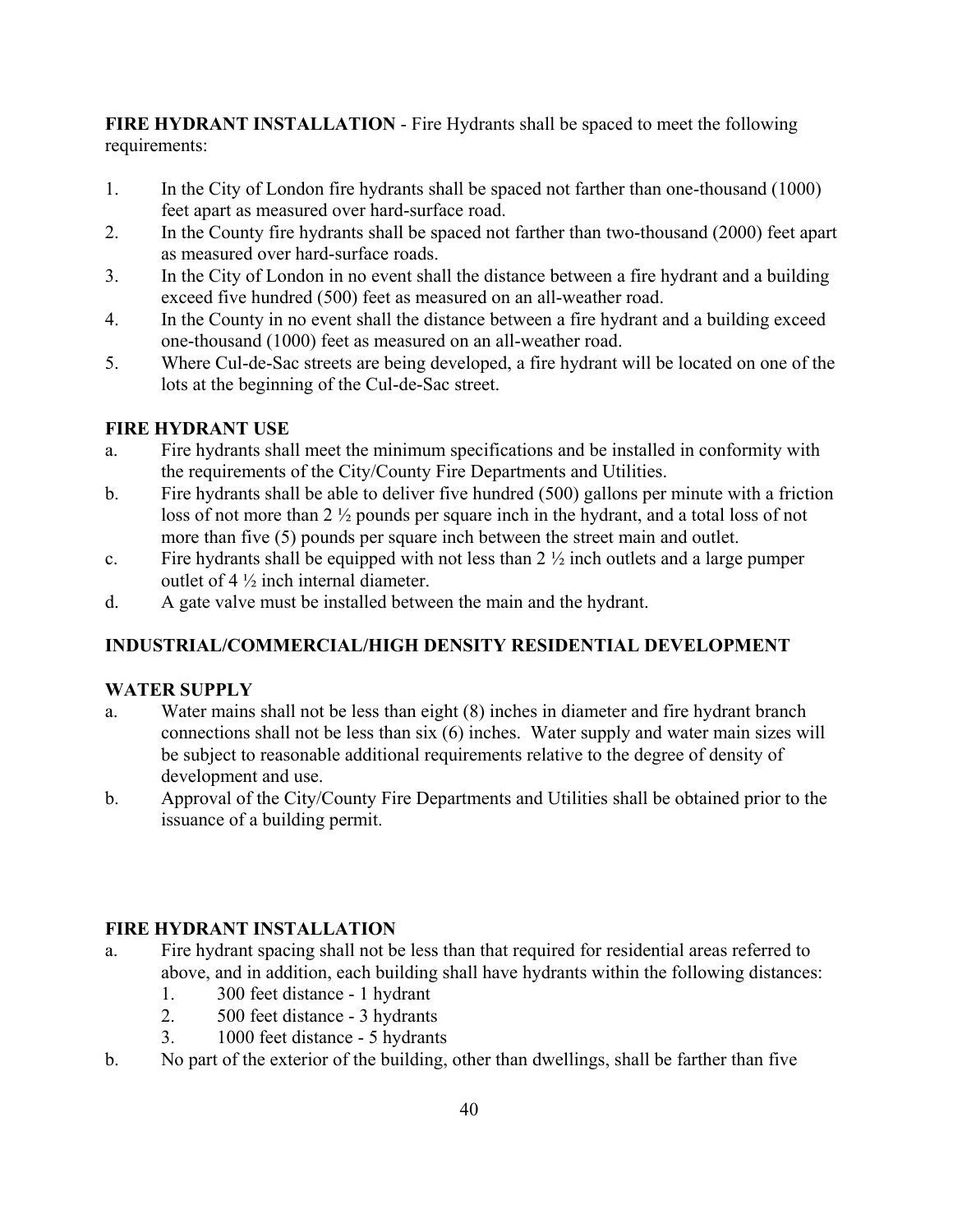**FIRE HYDRANT INSTALLATION** - Fire Hydrants shall be spaced to meet the following requirements:

1. In the City of London fire hydrants shall be spaced not farther than one-thousand (1000) feet apart as measured over hard-surface road.
2. In the County fire hydrants shall be spaced not farther than two-thousand (2000) feet apart as measured over hard-surface roads.
3. In the City of London in no event shall the distance between a fire hydrant and a building exceed five hundred (500) feet as measured on an all-weather road.
4. In the County in no event shall the distance between a fire hydrant and a building exceed one-thousand (1000) feet as measured on an all-weather road.
5. Where Cul-de-Sac streets are being developed, a fire hydrant will be located on one of the lots at the beginning of the Cul-de-Sac street.

**FIRE HYDRANT USE**

a. Fire hydrants shall meet the minimum specifications and be installed in conformity with the requirements of the City/County Fire Departments and Utilities.

b. Fire hydrants shall be able to deliver five hundred (500) gallons per minute with a friction loss of not more than 2 ½ pounds per square inch in the hydrant, and a total loss of not more than five (5) pounds per square inch between the street main and outlet.

c. Fire hydrants shall be equipped with not less than 2 ½ inch outlets and a large pumper outlet of 4 ½ inch internal diameter.

d. A gate valve must be installed between the main and the hydrant.

**INDUSTRIAL/COMMERCIAL/HIGH DENSITY RESIDENTIAL DEVELOPMENT**

**WATER SUPPLY**

a. Water mains shall not be less than eight (8) inches in diameter and fire hydrant branch connections shall not be less than six (6) inches. Water supply and water main sizes will be subject to reasonable additional requirements relative to the degree of density of development and use.

b. Approval of the City/County Fire Departments and Utilities shall be obtained prior to the issuance of a building permit.

**FIRE HYDRANT INSTALLATION**

a. Fire hydrant spacing shall not be less than that required for residential areas referred to above, and in addition, each building shall have hydrants within the following distances:
    1. 300 feet distance - 1 hydrant
    2. 500 feet distance - 3 hydrants
    3. 1000 feet distance - 5 hydrants

b. No part of the exterior of the building, other than dwellings, shall be farther than five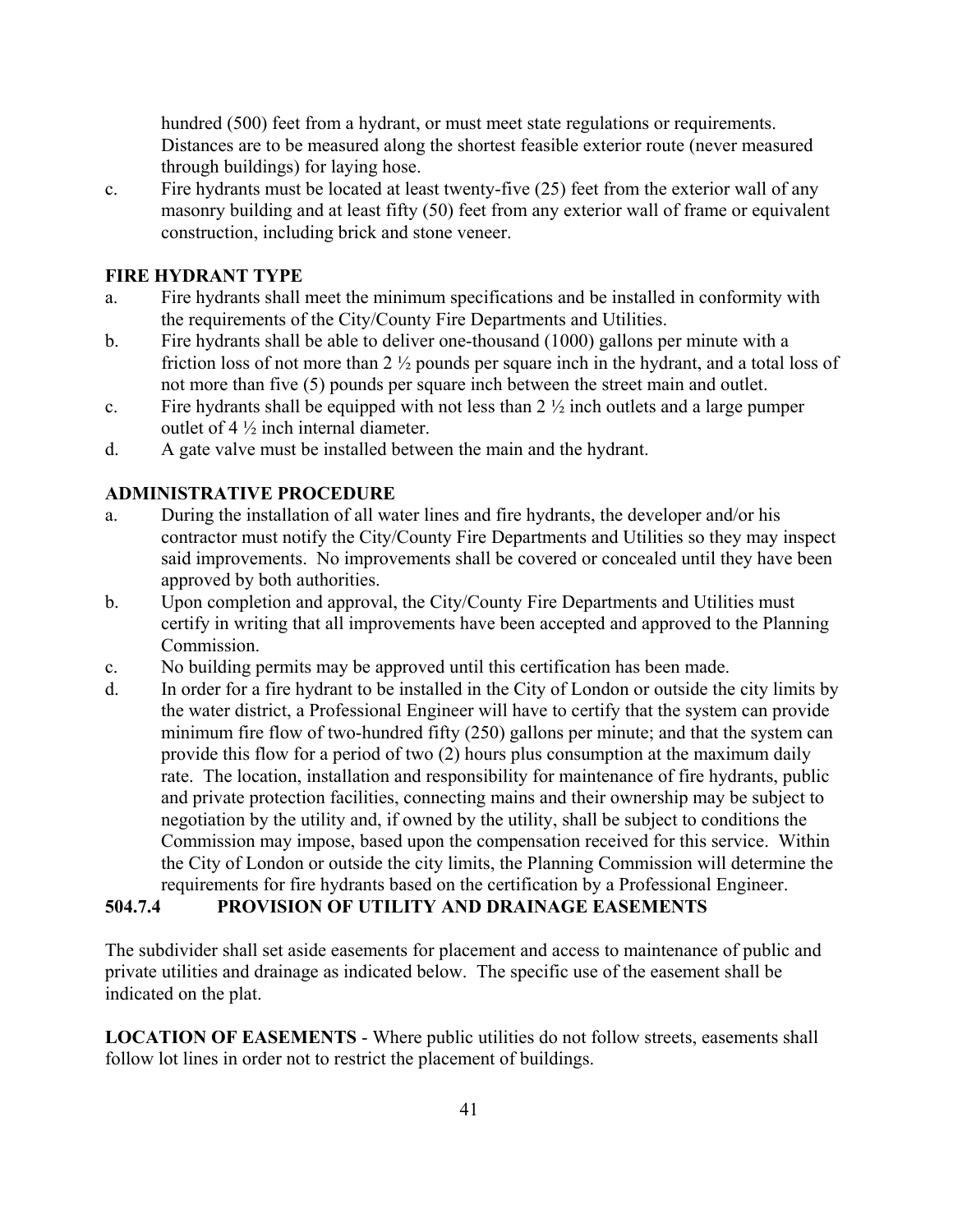hundred (500) feet from a hydrant, or must meet state regulations or requirements. Distances are to be measured along the shortest feasible exterior route (never measured through buildings) for laying hose.

c. Fire hydrants must be located at least twenty-five (25) feet from the exterior wall of any masonry building and at least fifty (50) feet from any exterior wall of frame or equivalent construction, including brick and stone veneer.

**FIRE HYDRANT TYPE**

a. Fire hydrants shall meet the minimum specifications and be installed in conformity with the requirements of the City/County Fire Departments and Utilities.

b. Fire hydrants shall be able to deliver one-thousand (1000) gallons per minute with a friction loss of not more than 2 ½ pounds per square inch in the hydrant, and a total loss of not more than five (5) pounds per square inch between the street main and outlet.

c. Fire hydrants shall be equipped with not less than 2 ½ inch outlets and a large pumper outlet of 4 ½ inch internal diameter.

d. A gate valve must be installed between the main and the hydrant.

**ADMINISTRATIVE PROCEDURE**

a. During the installation of all water lines and fire hydrants, the developer and/or his contractor must notify the City/County Fire Departments and Utilities so they may inspect said improvements. No improvements shall be covered or concealed until they have been approved by both authorities.

b. Upon completion and approval, the City/County Fire Departments and Utilities must certify in writing that all improvements have been accepted and approved to the Planning Commission.

c. No building permits may be approved until this certification has been made.

d. In order for a fire hydrant to be installed in the City of London or outside the city limits by the water district, a Professional Engineer will have to certify that the system can provide minimum fire flow of two-hundred fifty (250) gallons per minute; and that the system can provide this flow for a period of two (2) hours plus consumption at the maximum daily rate. The location, installation and responsibility for maintenance of fire hydrants, public and private protection facilities, connecting mains and their ownership may be subject to negotiation by the utility and, if owned by the utility, shall be subject to conditions the Commission may impose, based upon the compensation received for this service. Within the City of London or outside the city limits, the Planning Commission will determine the requirements for fire hydrants based on the certification by a Professional Engineer.

### 504.7.4 PROVISION OF UTILITY AND DRAINAGE EASEMENTS

The subdivider shall set aside easements for placement and access to maintenance of public and private utilities and drainage as indicated below. The specific use of the easement shall be indicated on the plat.

**LOCATION OF EASEMENTS** - Where public utilities do not follow streets, easements shall follow lot lines in order not to restrict the placement of buildings.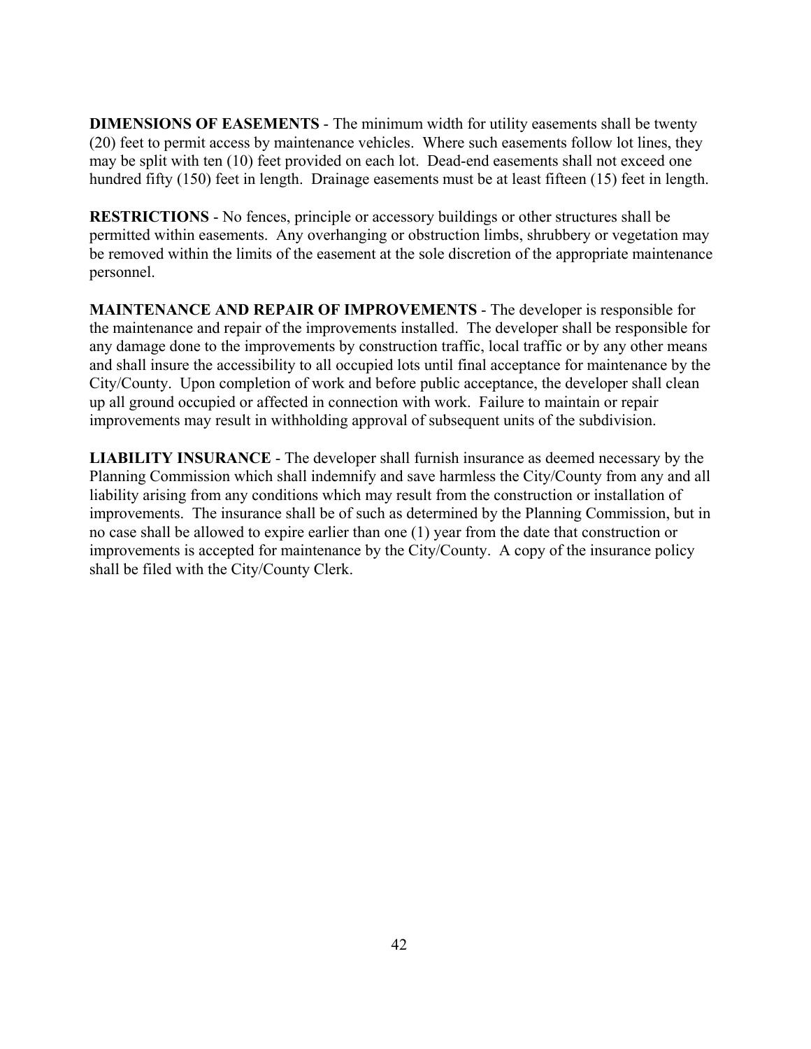**DIMENSIONS OF EASEMENTS** - The minimum width for utility easements shall be twenty (20) feet to permit access by maintenance vehicles. Where such easements follow lot lines, they may be split with ten (10) feet provided on each lot. Dead-end easements shall not exceed one hundred fifty (150) feet in length. Drainage easements must be at least fifteen (15) feet in length.

**RESTRICTIONS** - No fences, principle or accessory buildings or other structures shall be permitted within easements. Any overhanging or obstruction limbs, shrubbery or vegetation may be removed within the limits of the easement at the sole discretion of the appropriate maintenance personnel.

**MAINTENANCE AND REPAIR OF IMPROVEMENTS** - The developer is responsible for the maintenance and repair of the improvements installed. The developer shall be responsible for any damage done to the improvements by construction traffic, local traffic or by any other means and shall insure the accessibility to all occupied lots until final acceptance for maintenance by the City/County. Upon completion of work and before public acceptance, the developer shall clean up all ground occupied or affected in connection with work. Failure to maintain or repair improvements may result in withholding approval of subsequent units of the subdivision.

**LIABILITY INSURANCE** - The developer shall furnish insurance as deemed necessary by the Planning Commission which shall indemnify and save harmless the City/County from any and all liability arising from any conditions which may result from the construction or installation of improvements. The insurance shall be of such as determined by the Planning Commission, but in no case shall be allowed to expire earlier than one (1) year from the date that construction or improvements is accepted for maintenance by the City/County. A copy of the insurance policy shall be filed with the City/County Clerk.